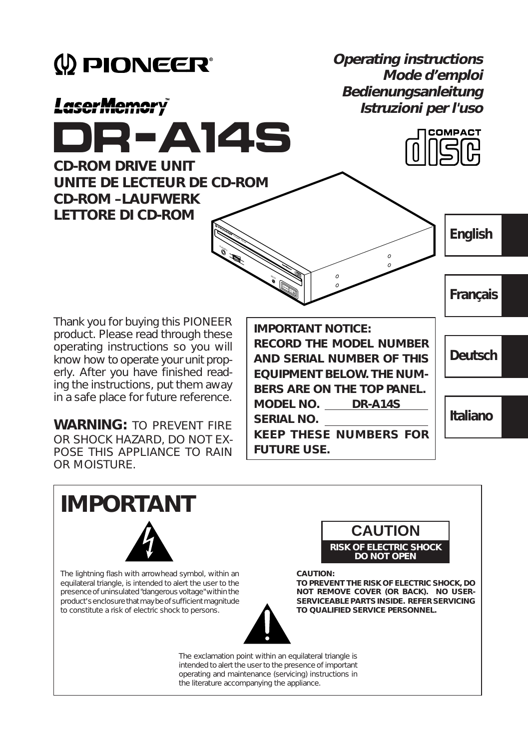# PIONEER

***Operating instructions***
***Mode d'emploi***
***Bedienungsanleitung***
***Istruzioni per l'uso***

**LaserMemory™**

# DR-A14S

**CD-ROM DRIVE UNIT**
**UNITE DE LECTEUR DE CD-ROM**
**CD-ROM –LAUFWERK**
**LETTORE DI CD-ROM**

COMPACT disc

**English**

**Français**

**Deutsch**

**Italiano**

Thank you for buying this PIONEER product. Please read through these operating instructions so you will know how to operate your unit properly. After you have finished reading the instructions, put them away in a safe place for future reference.

**WARNING:** TO PREVENT FIRE OR SHOCK HAZARD, DO NOT EXPOSE THIS APPLIANCE TO RAIN OR MOISTURE.

**IMPORTANT NOTICE:**
**RECORD THE MODEL NUMBER AND SERIAL NUMBER OF THIS EQUIPMENT BELOW. THE NUMBERS ARE ON THE TOP PANEL.**
**MODEL NO. DR-A14S**
**SERIAL NO. ____________**
**KEEP THESE NUMBERS FOR FUTURE USE.**

## IMPORTANT

The lightning flash with arrowhead symbol, within an equilateral triangle, is intended to alert the user to the presence of uninsulated "dangerous voltage" within the product's enclosure that may be of sufficient magnitude to constitute a risk of electric shock to persons.

**CAUTION**
**RISK OF ELECTRIC SHOCK DO NOT OPEN**

**CAUTION:**
**TO PREVENT THE RISK OF ELECTRIC SHOCK, DO NOT REMOVE COVER (OR BACK). NO USER-SERVICEABLE PARTS INSIDE. REFER SERVICING TO QUALIFIED SERVICE PERSONNEL.**

The exclamation point within an equilateral triangle is intended to alert the user to the presence of important operating and maintenance (servicing) instructions in the literature accompanying the appliance.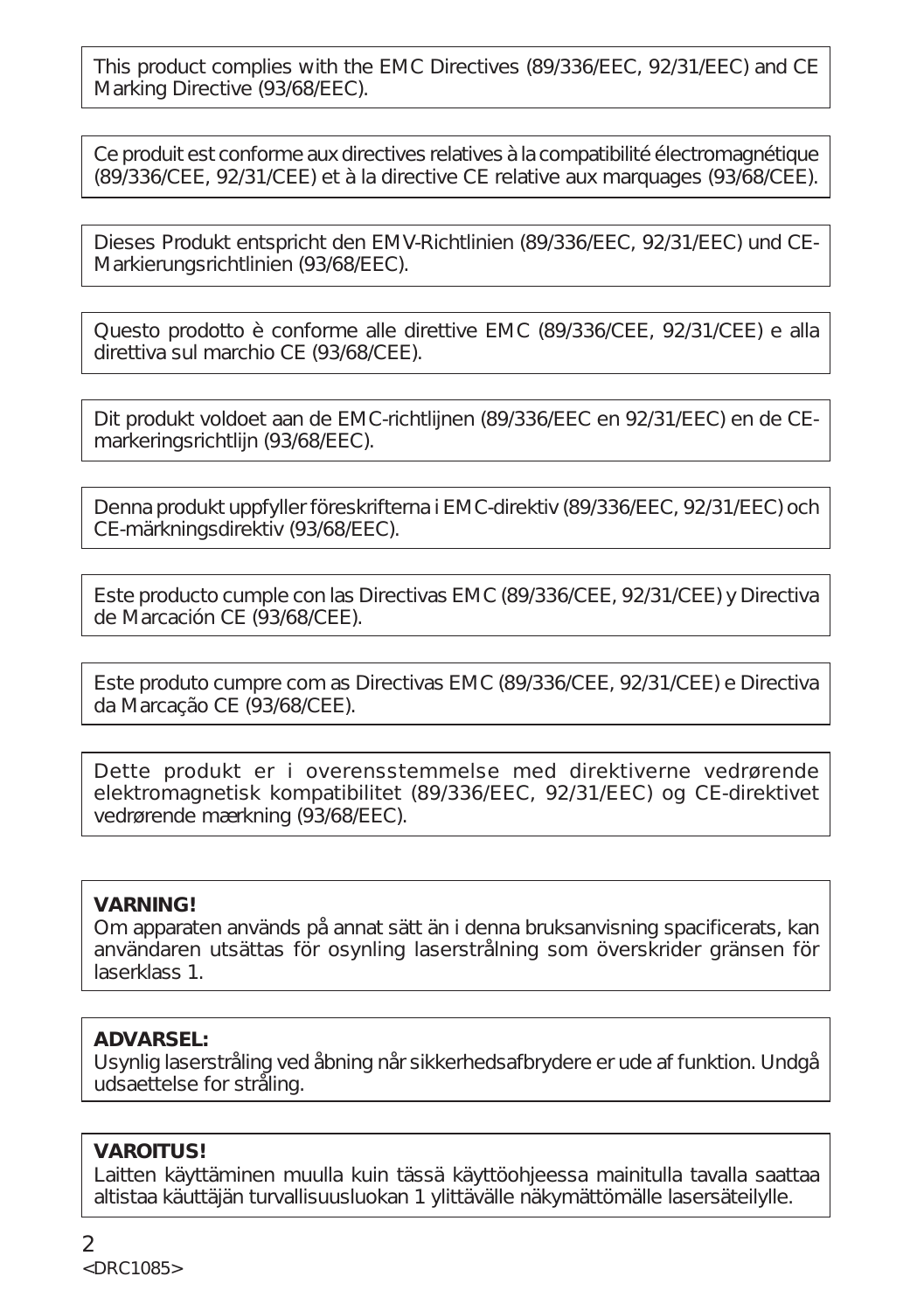This product complies with the EMC Directives (89/336/EEC, 92/31/EEC) and CE Marking Directive (93/68/EEC).

Ce produit est conforme aux directives relatives à la compatibilité électromagnétique (89/336/CEE, 92/31/CEE) et à la directive CE relative aux marquages (93/68/CEE).

Dieses Produkt entspricht den EMV-Richtlinien (89/336/EEC, 92/31/EEC) und CE-Markierungsrichtlinien (93/68/EEC).

Questo prodotto è conforme alle direttive EMC (89/336/CEE, 92/31/CEE) e alla direttiva sul marchio CE (93/68/CEE).

Dit produkt voldoet aan de EMC-richtlijnen (89/336/EEC en 92/31/EEC) en de CE-markeringsrichtlijn (93/68/EEC).

Denna produkt uppfyller föreskrifterna i EMC-direktiv (89/336/EEC, 92/31/EEC) och CE-märkningsdirektiv (93/68/EEC).

Este producto cumple con las Directivas EMC (89/336/CEE, 92/31/CEE) y Directiva de Marcación CE (93/68/CEE).

Este produto cumpre com as Directivas EMC (89/336/CEE, 92/31/CEE) e Directiva da Marcação CE (93/68/CEE).

Dette produkt er i overensstemmelse med direktiverne vedrørende elektromagnetisk kompatibilitet (89/336/EEC, 92/31/EEC) og CE-direktivet vedrørende mærkning (93/68/EEC).

**VARNING!**
Om apparaten används på annat sätt än i denna bruksanvisning spacificerats, kan användaren utsättas för osynling laserstrålning som överskrider gränsen för laserklass 1.

**ADVARSEL:**
Usynlig laserståling ved åbning når sikkerhedsafbrydere er ude af funktion. Undgå udsaettelse for stråling.

**VAROITUS!**
Laitten käyttäminen muulla kuin tässä käyttöohjeessa mainitulla tavalla saattaa altistaa käuttäjän turvallisuusluokan 1 ylittävälle näkymättömälle lasersäteilylle.

<DRC1085>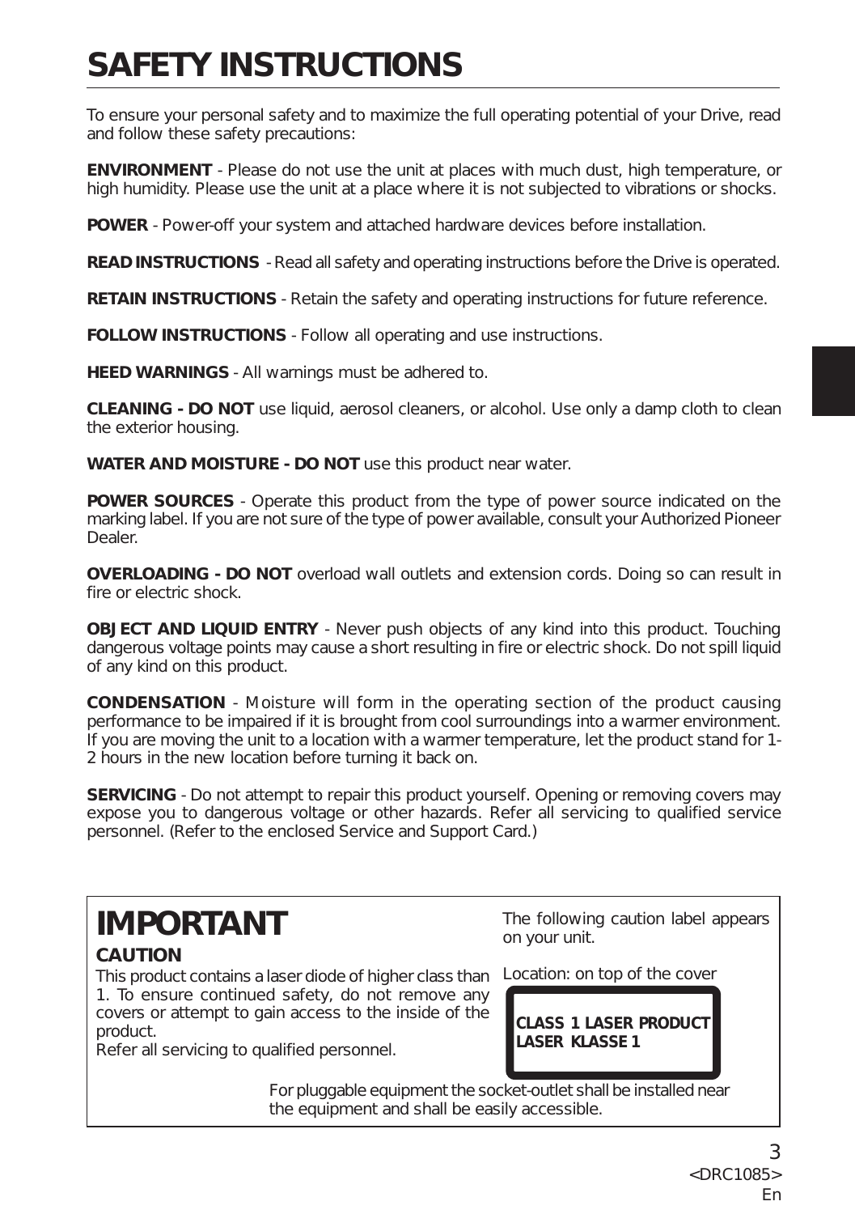# SAFETY INSTRUCTIONS

To ensure your personal safety and to maximize the full operating potential of your Drive, read and follow these safety precautions:

**ENVIRONMENT** - Please do not use the unit at places with much dust, high temperature, or high humidity. Please use the unit at a place where it is not subjected to vibrations or shocks.

**POWER** - Power-off your system and attached hardware devices before installation.

**READ INSTRUCTIONS** - Read all safety and operating instructions before the Drive is operated.

**RETAIN INSTRUCTIONS** - Retain the safety and operating instructions for future reference.

**FOLLOW INSTRUCTIONS** - Follow all operating and use instructions.

**HEED WARNINGS** - All warnings must be adhered to.

**CLEANING - DO NOT** use liquid, aerosol cleaners, or alcohol. Use only a damp cloth to clean the exterior housing.

**WATER AND MOISTURE - DO NOT** use this product near water.

**POWER SOURCES** - Operate this product from the type of power source indicated on the marking label. If you are not sure of the type of power available, consult your Authorized Pioneer Dealer.

**OVERLOADING - DO NOT** overload wall outlets and extension cords. Doing so can result in fire or electric shock.

**OBJECT AND LIQUID ENTRY** - Never push objects of any kind into this product. Touching dangerous voltage points may cause a short resulting in fire or electric shock. Do not spill liquid of any kind on this product.

**CONDENSATION** - Moisture will form in the operating section of the product causing performance to be impaired if it is brought from cool surroundings into a warmer environment. If you are moving the unit to a location with a warmer temperature, let the product stand for 1-2 hours in the new location before turning it back on.

**SERVICING** - Do not attempt to repair this product yourself. Opening or removing covers may expose you to dangerous voltage or other hazards. Refer all servicing to qualified service personnel. (Refer to the enclosed Service and Support Card.)

## IMPORTANT

### CAUTION

This product contains a laser diode of higher class than 1. To ensure continued safety, do not remove any covers or attempt to gain access to the inside of the product.
Refer all servicing to qualified personnel.

The following caution label appears on your unit.

Location: on top of the cover

**CLASS 1 LASER PRODUCT**
**LASER KLASSE 1**

For pluggable equipment the socket-outlet shall be installed near the equipment and shall be easily accessible.

<DRC1085>
En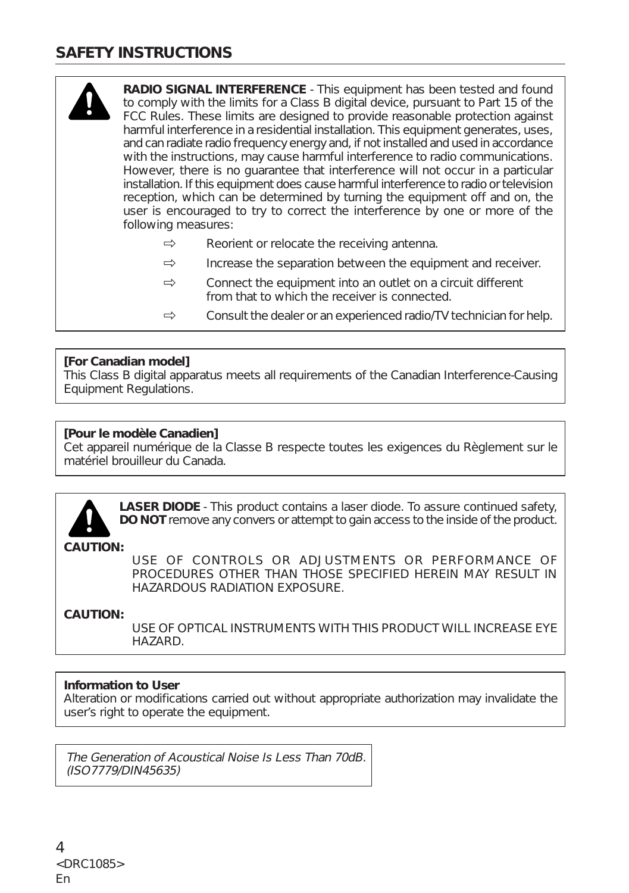## SAFETY INSTRUCTIONS

**RADIO SIGNAL INTERFERENCE** - This equipment has been tested and found to comply with the limits for a Class B digital device, pursuant to Part 15 of the FCC Rules. These limits are designed to provide reasonable protection against harmful interference in a residential installation. This equipment generates, uses, and can radiate radio frequency energy and, if not installed and used in accordance with the instructions, may cause harmful interference to radio communications. However, there is no guarantee that interference will not occur in a particular installation. If this equipment does cause harmful interference to radio or television reception, which can be determined by turning the equipment off and on, the user is encouraged to try to correct the interference by one or more of the following measures:

- ⇨ Reorient or relocate the receiving antenna.
- ⇨ Increase the separation between the equipment and receiver.
- ⇨ Connect the equipment into an outlet on a circuit different from that to which the receiver is connected.
- ⇨ Consult the dealer or an experienced radio/TV technician for help.

**[For Canadian model]**
This Class B digital apparatus meets all requirements of the Canadian Interference-Causing Equipment Regulations.

**[Pour le modèle Canadien]**
Cet appareil numérique de la Classe B respecte toutes les exigences du Règlement sur le matériel brouilleur du Canada.

**LASER DIODE** - This product contains a laser diode. To assure continued safety, **DO NOT** remove any convers or attempt to gain access to the inside of the product.

**CAUTION:**
USE OF CONTROLS OR ADJUSTMENTS OR PERFORMANCE OF PROCEDURES OTHER THAN THOSE SPECIFIED HEREIN MAY RESULT IN HAZARDOUS RADIATION EXPOSURE.

**CAUTION:**
USE OF OPTICAL INSTRUMENTS WITH THIS PRODUCT WILL INCREASE EYE HAZARD.

**Information to User**
Alteration or modifications carried out without appropriate authorization may invalidate the user's right to operate the equipment.

*The Generation of Acoustical Noise Is Less Than 70dB. (ISO7779/DIN45635)*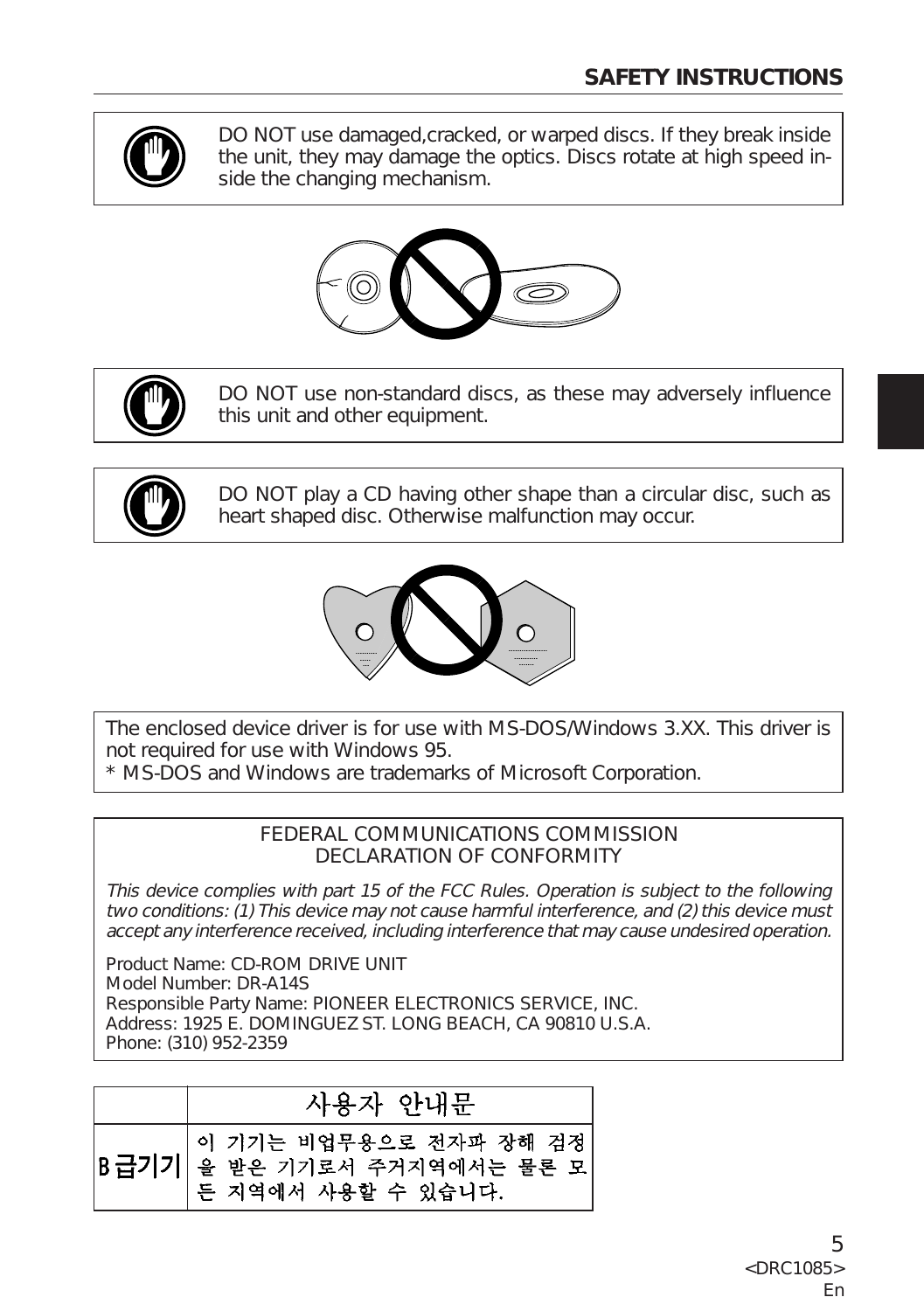## SAFETY INSTRUCTIONS

DO NOT use damaged,cracked, or warped discs. If they break inside the unit, they may damage the optics. Discs rotate at high speed inside the changing mechanism.

DO NOT use non-standard discs, as these may adversely influence this unit and other equipment.

DO NOT play a CD having other shape than a circular disc, such as heart shaped disc. Otherwise malfunction may occur.

The enclosed device driver is for use with MS-DOS/Windows 3.XX. This driver is not required for use with Windows 95.
* MS-DOS and Windows are trademarks of Microsoft Corporation.

FEDERAL COMMUNICATIONS COMMISSION
DECLARATION OF CONFORMITY

*This device complies with part 15 of the FCC Rules. Operation is subject to the following two conditions: (1) This device may not cause harmful interference, and (2) this device must accept any interference received, including interference that may cause undesired operation.*

Product Name: CD-ROM DRIVE UNIT
Model Number: DR-A14S
Responsible Party Name: PIONEER ELECTRONICS SERVICE, INC.
Address: 1925 E. DOMINGUEZ ST. LONG BEACH, CA 90810 U.S.A.
Phone: (310) 952-2359

| | 사용자 안내문 |
|---|---|
| B급기기 | 이 기기는 비업무용으로 전자파 장해 검정을 받은 기기로서 주거지역에서는 물론 모든 지역에서 사용할 수 있습니다. |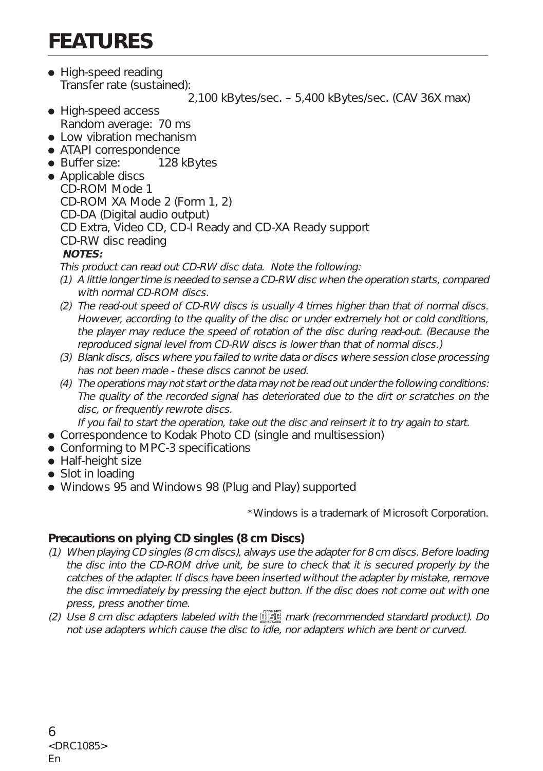# FEATURES

- High-speed reading
  Transfer rate (sustained):
  2,100 kBytes/sec. – 5,400 kBytes/sec. (CAV 36X max)
- High-speed access
  Random average: 70 ms
- Low vibration mechanism
- ATAPI correspondence
- Buffer size: 128 kBytes
- Applicable discs
  CD-ROM Mode 1
  CD-ROM XA Mode 2 (Form 1, 2)
  CD-DA (Digital audio output)
  CD Extra, Video CD, CD-I Ready and CD-XA Ready support
  CD-RW disc reading

  ***NOTES:***

  *This product can read out CD-RW disc data. Note the following:*

  *(1) A little longer time is needed to sense a CD-RW disc when the operation starts, compared with normal CD-ROM discs.*

  *(2) The read-out speed of CD-RW discs is usually 4 times higher than that of normal discs. However, according to the quality of the disc or under extremely hot or cold conditions, the player may reduce the speed of rotation of the disc during read-out. (Because the reproduced signal level from CD-RW discs is lower than that of normal discs.)*

  *(3) Blank discs, discs where you failed to write data or discs where session close processing has not been made - these discs cannot be used.*

  *(4) The operations may not start or the data may not be read out under the following conditions: The quality of the recorded signal has deteriorated due to the dirt or scratches on the disc, or frequently rewrote discs.*
  *If you fail to start the operation, take out the disc and reinsert it to try again to start.*
- Correspondence to Kodak Photo CD (single and multisession)
- Conforming to MPC-3 specifications
- Half-height size
- Slot in loading
- Windows 95 and Windows 98 (Plug and Play) supported

*Windows is a trademark of Microsoft Corporation.

**Precautions on plying CD singles (8 cm Discs)**

*(1) When playing CD singles (8 cm discs), always use the adapter for 8 cm discs. Before loading the disc into the CD-ROM drive unit, be sure to check that it is secured properly by the catches of the adapter. If discs have been inserted without the adapter by mistake, remove the disc immediately by pressing the eject button. If the disc does not come out with one press, press another time.*

*(2) Use 8 cm disc adapters labeled with the COMPACT DISC DIGITAL AUDIO mark (recommended standard product). Do not use adapters which cause the disc to idle, nor adapters which are bent or curved.*

<DRC1085>
En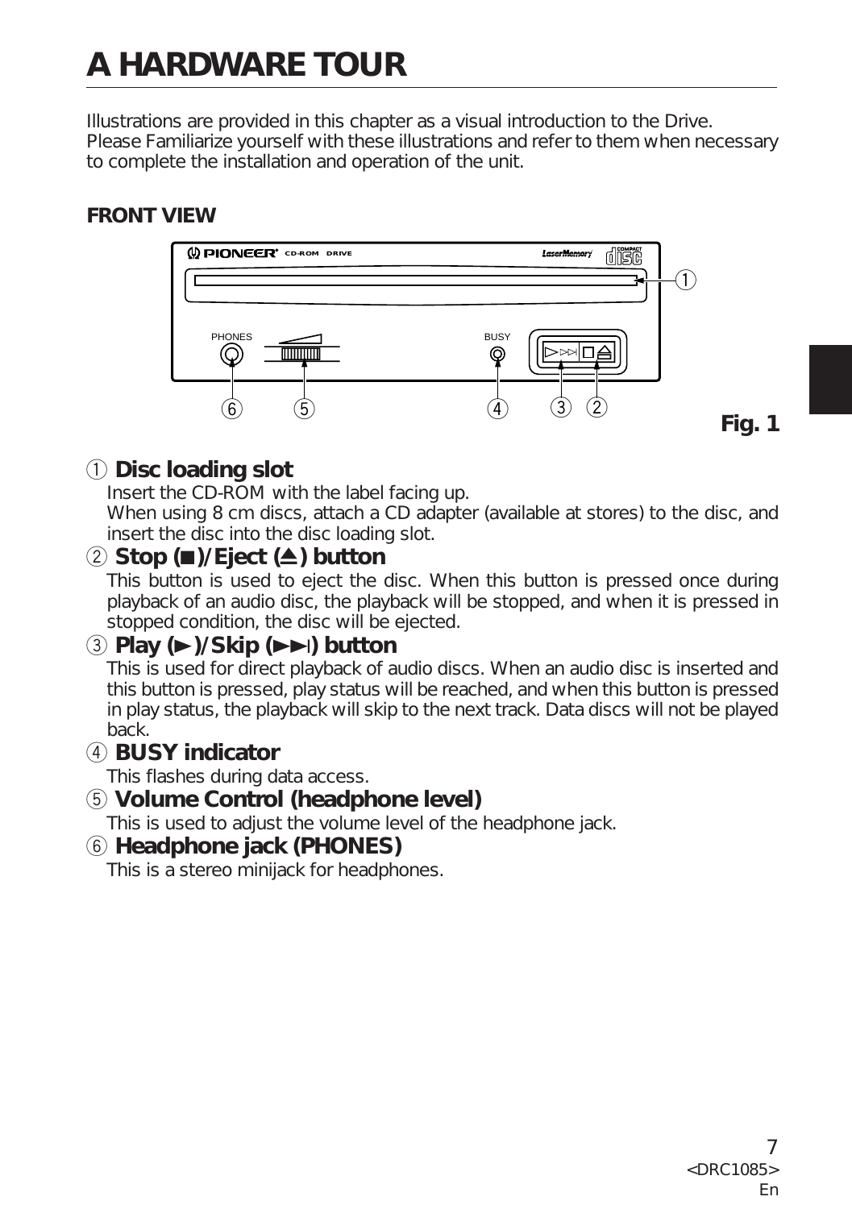# A HARDWARE TOUR

Illustrations are provided in this chapter as a visual introduction to the Drive.
Please Familiarize yourself with these illustrations and refer to them when necessary to complete the installation and operation of the unit.

## FRONT VIEW

**Fig. 1**

### ① Disc loading slot

Insert the CD-ROM with the label facing up.
When using 8 cm discs, attach a CD adapter (available at stores) to the disc, and insert the disc into the disc loading slot.

### ② Stop (■)/Eject (⏏) button

This button is used to eject the disc. When this button is pressed once during playback of an audio disc, the playback will be stopped, and when it is pressed in stopped condition, the disc will be ejected.

### ③ Play (►)/Skip (►►|) button

This is used for direct playback of audio discs. When an audio disc is inserted and this button is pressed, play status will be reached, and when this button is pressed in play status, the playback will skip to the next track. Data discs will not be played back.

### ④ BUSY indicator

This flashes during data access.

### ⑤ Volume Control (headphone level)

This is used to adjust the volume level of the headphone jack.

### ⑥ Headphone jack (PHONES)

This is a stereo minijack for headphones.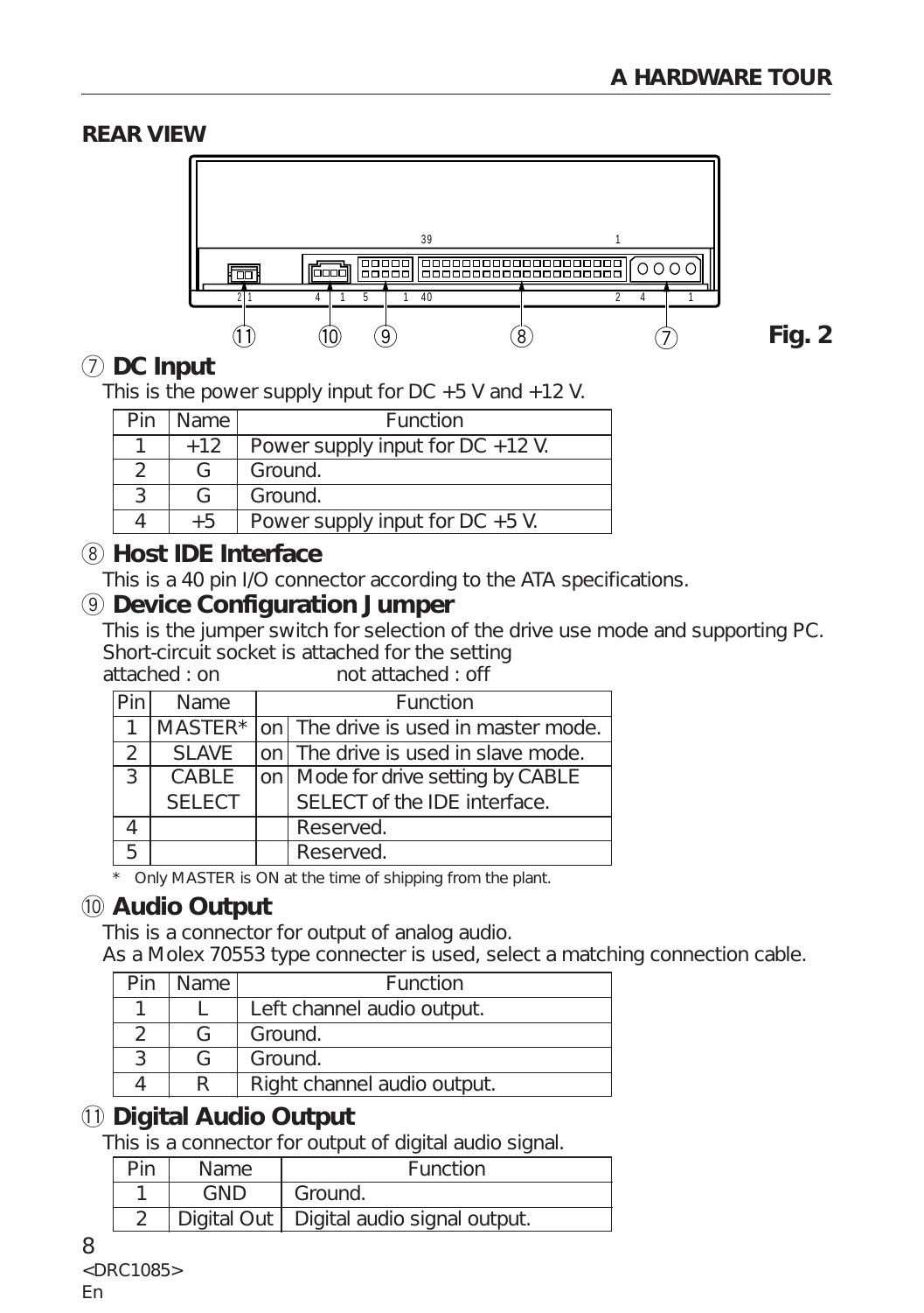## REAR VIEW

Fig. 2

### ⑦ DC Input

This is the power supply input for DC +5 V and +12 V.

| Pin | Name | Function |
|---|---|---|
| 1 | +12 | Power supply input for DC +12 V. |
| 2 | G | Ground. |
| 3 | G | Ground. |
| 4 | +5 | Power supply input for DC +5 V. |

### ⑧ Host IDE Interface

This is a 40 pin I/O connector according to the ATA specifications.

### ⑨ Device Configuration Jumper

This is the jumper switch for selection of the drive use mode and supporting PC.
Short-circuit socket is attached for the setting
attached : on not attached : off

| Pin | Name | Function | |
|---|---|---|---|
| 1 | MASTER* | on | The drive is used in master mode. |
| 2 | SLAVE | on | The drive is used in slave mode. |
| 3 | CABLE SELECT | on | Mode for drive setting by CABLE SELECT of the IDE interface. |
| 4 | | | Reserved. |
| 5 | | | Reserved. |

\* Only MASTER is ON at the time of shipping from the plant.

### ⑩ Audio Output

This is a connector for output of analog audio.
As a Molex 70553 type connecter is used, select a matching connection cable.

| Pin | Name | Function |
|---|---|---|
| 1 | L | Left channel audio output. |
| 2 | G | Ground. |
| 3 | G | Ground. |
| 4 | R | Right channel audio output. |

### ⑪ Digital Audio Output

This is a connector for output of digital audio signal.

| Pin | Name | Function |
|---|---|---|
| 1 | GND | Ground. |
| 2 | Digital Out | Digital audio signal output. |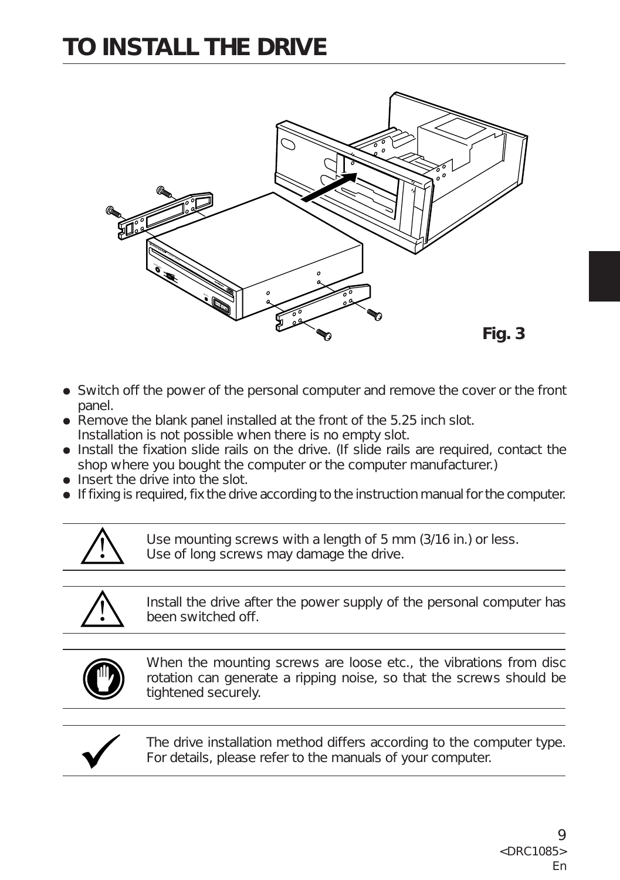# TO INSTALL THE DRIVE

Fig. 3

- Switch off the power of the personal computer and remove the cover or the front panel.
- Remove the blank panel installed at the front of the 5.25 inch slot.
  Installation is not possible when there is no empty slot.
- Install the fixation slide rails on the drive. (If slide rails are required, contact the shop where you bought the computer or the computer manufacturer.)
- Insert the drive into the slot.
- If fixing is required, fix the drive according to the instruction manual for the computer.

---

Use mounting screws with a length of 5 mm (3/16 in.) or less.
Use of long screws may damage the drive.

---

Install the drive after the power supply of the personal computer has been switched off.

---

When the mounting screws are loose etc., the vibrations from disc rotation can generate a ripping noise, so that the screws should be tightened securely.

---

The drive installation method differs according to the computer type.
For details, please refer to the manuals of your computer.

---

<DRC1085>
En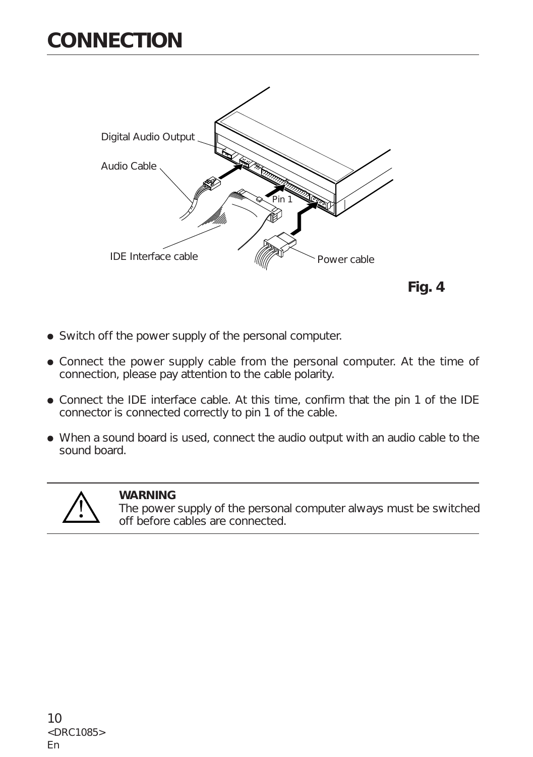# CONNECTION

Digital Audio Output

Audio Cable

Pin 1

IDE Interface cable

Power cable

**Fig. 4**

- Switch off the power supply of the personal computer.
- Connect the power supply cable from the personal computer. At the time of connection, please pay attention to the cable polarity.
- Connect the IDE interface cable. At this time, confirm that the pin 1 of the IDE connector is connected correctly to pin 1 of the cable.
- When a sound board is used, connect the audio output with an audio cable to the sound board.

---

**WARNING**
The power supply of the personal computer always must be switched off before cables are connected.

---

<DRC1085>
En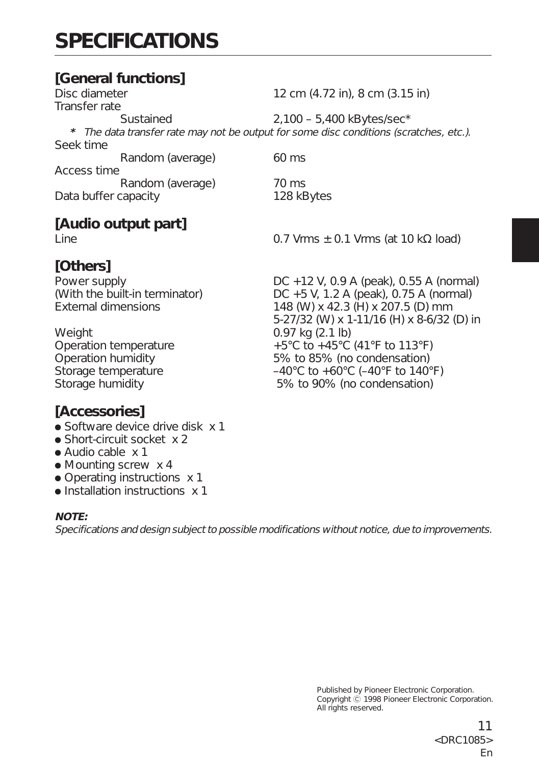# SPECIFICATIONS

## [General functions]

| | |
|---|---|
| Disc diameter | 12 cm (4.72 in), 8 cm (3.15 in) |
| Transfer rate | |
| Sustained | 2,100 – 5,400 kBytes/sec* |

\* *The data transfer rate may not be output for some disc conditions (scratches, etc.).*

| | |
|---|---|
| Seek time | |
| Random (average) | 60 ms |
| Access time | |
| Random (average) | 70 ms |
| Data buffer capacity | 128 kBytes |

## [Audio output part]

| | |
|---|---|
| Line | 0.7 Vrms ± 0.1 Vrms (at 10 kΩ load) |

## [Others]

| | |
|---|---|
| Power supply | DC +12 V, 0.9 A (peak), 0.55 A (normal) |
| (With the built-in terminator) | DC +5 V, 1.2 A (peak), 0.75 A (normal) |
| External dimensions | 148 (W) x 42.3 (H) x 207.5 (D) mm<br>5-27/32 (W) x 1-11/16 (H) x 8-6/32 (D) in |
| Weight | 0.97 kg (2.1 lb) |
| Operation temperature | +5°C to +45°C (41°F to 113°F) |
| Operation humidity | 5% to 85% (no condensation) |
| Storage temperature | –40°C to +60°C (–40°F to 140°F) |
| Storage humidity | 5% to 90% (no condensation) |

## [Accessories]

- Software device drive disk x 1
- Short-circuit socket x 2
- Audio cable x 1
- Mounting screw x 4
- Operating instructions x 1
- Installation instructions x 1

***NOTE:***
*Specifications and design subject to possible modifications without notice, due to improvements.*

Published by Pioneer Electronic Corporation.
Copyright © 1998 Pioneer Electronic Corporation.
All rights reserved.

<DRC1085>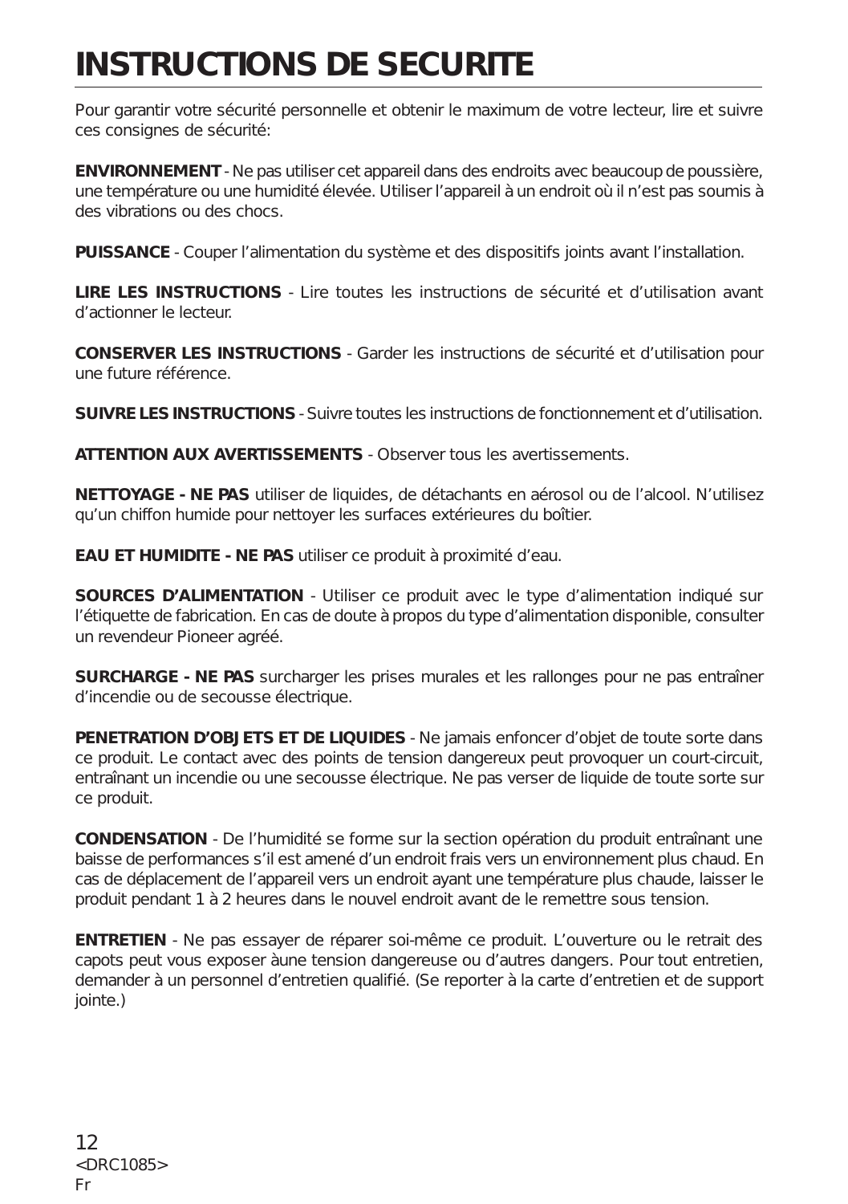# INSTRUCTIONS DE SECURITE

Pour garantir votre sécurité personnelle et obtenir le maximum de votre lecteur, lire et suivre ces consignes de sécurité:

**ENVIRONNEMENT** - Ne pas utiliser cet appareil dans des endroits avec beaucoup de poussière, une température ou une humidité élevée. Utiliser l'appareil à un endroit où il n'est pas soumis à des vibrations ou des chocs.

**PUISSANCE** - Couper l'alimentation du système et des dispositifs joints avant l'installation.

**LIRE LES INSTRUCTIONS** - Lire toutes les instructions de sécurité et d'utilisation avant d'actionner le lecteur.

**CONSERVER LES INSTRUCTIONS** - Garder les instructions de sécurité et d'utilisation pour une future référence.

**SUIVRE LES INSTRUCTIONS** - Suivre toutes les instructions de fonctionnement et d'utilisation.

**ATTENTION AUX AVERTISSEMENTS** - Observer tous les avertissements.

**NETTOYAGE - NE PAS** utiliser de liquides, de détachants en aérosol ou de l'alcool. N'utilisez qu'un chiffon humide pour nettoyer les surfaces extérieures du boîtier.

**EAU ET HUMIDITE - NE PAS** utiliser ce produit à proximité d'eau.

**SOURCES D'ALIMENTATION** - Utiliser ce produit avec le type d'alimentation indiqué sur l'étiquette de fabrication. En cas de doute à propos du type d'alimentation disponible, consulter un revendeur Pioneer agréé.

**SURCHARGE - NE PAS** surcharger les prises murales et les rallonges pour ne pas entraîner d'incendie ou de secousse électrique.

**PENETRATION D'OBJETS ET DE LIQUIDES** - Ne jamais enfoncer d'objet de toute sorte dans ce produit. Le contact avec des points de tension dangereux peut provoquer un court-circuit, entraînant un incendie ou une secousse électrique. Ne pas verser de liquide de toute sorte sur ce produit.

**CONDENSATION** - De l'humidité se forme sur la section opération du produit entraînant une baisse de performances s'il est amené d'un endroit frais vers un environnement plus chaud. En cas de déplacement de l'appareil vers un endroit ayant une température plus chaude, laisser le produit pendant 1 à 2 heures dans le nouvel endroit avant de le remettre sous tension.

**ENTRETIEN** - Ne pas essayer de réparer soi-même ce produit. L'ouverture ou le retrait des capots peut vous exposer àune tension dangereuse ou d'autres dangers. Pour tout entretien, demander à un personnel d'entretien qualifié. (Se reporter à la carte d'entretien et de support jointe.)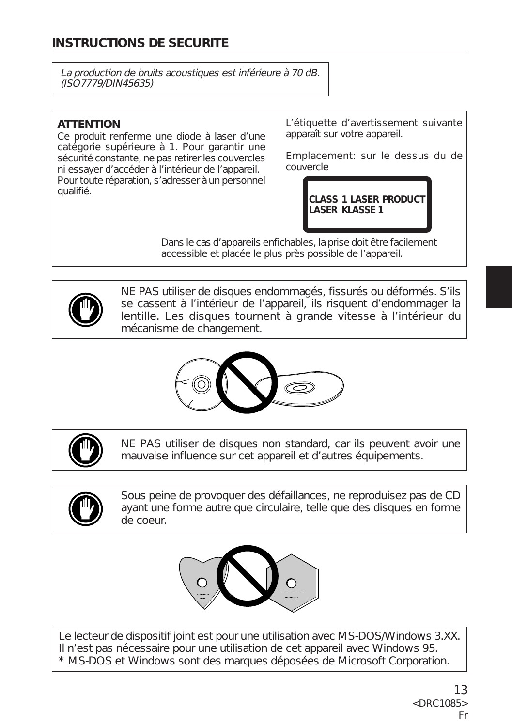## INSTRUCTIONS DE SECURITE

*La production de bruits acoustiques est inférieure à 70 dB. (ISO7779/DIN45635)*

**ATTENTION**
Ce produit renferme une diode à laser d'une catégorie supérieure à 1. Pour garantir une sécurité constante, ne pas retirer les couvercles ni essayer d'accéder à l'intérieur de l'appareil. Pour toute réparation, s'adresser à un personnel qualifié.

L'étiquette d'avertissement suivante apparaît sur votre appareil.

Emplacement: sur le dessus du de couvercle

**CLASS 1 LASER PRODUCT**
**LASER KLASSE 1**

Dans le cas d'appareils enfichables, la prise doit être facilement accessible et placée le plus près possible de l'appareil.

NE PAS utiliser de disques endommagés, fissurés ou déformés. S'ils se cassent à l'intérieur de l'appareil, ils risquent d'endommager la lentille. Les disques tournent à grande vitesse à l'intérieur du mécanisme de changement.

NE PAS utiliser de disques non standard, car ils peuvent avoir une mauvaise influence sur cet appareil et d'autres équipements.

Sous peine de provoquer des défaillances, ne reproduisez pas de CD ayant une forme autre que circulaire, telle que des disques en forme de coeur.

Le lecteur de dispositif joint est pour une utilisation avec MS-DOS/Windows 3.XX.
Il n'est pas nécessaire pour une utilisation de cet appareil avec Windows 95.
* MS-DOS et Windows sont des marques déposées de Microsoft Corporation.

<DRC1085>
Fr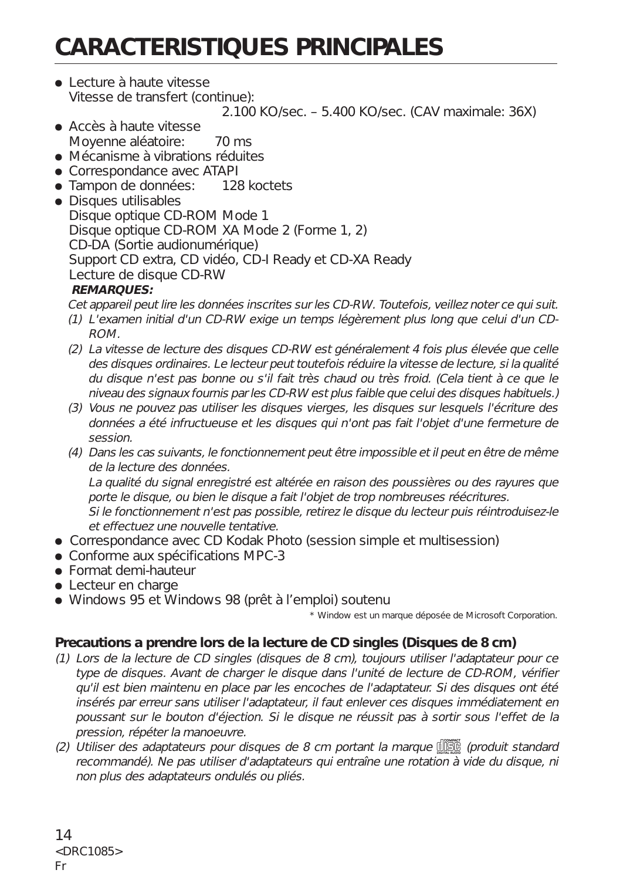# CARACTERISTIQUES PRINCIPALES

- Lecture à haute vitesse
  Vitesse de transfert (continue):
  2.100 KO/sec. – 5.400 KO/sec. (CAV maximale: 36X)
- Accès à haute vitesse
  Moyenne aléatoire: 70 ms
- Mécanisme à vibrations réduites
- Correspondance avec ATAPI
- Tampon de données: 128 koctets
- Disques utilisables
  Disque optique CD-ROM Mode 1
  Disque optique CD-ROM XA Mode 2 (Forme 1, 2)
  CD-DA (Sortie audionumérique)
  Support CD extra, CD vidéo, CD-I Ready et CD-XA Ready
  Lecture de disque CD-RW

  ***REMARQUES:***

  *Cet appareil peut lire les données inscrites sur les CD-RW. Toutefois, veillez noter ce qui suit.*

  *(1) L'examen initial d'un CD-RW exige un temps légèrement plus long que celui d'un CD-ROM.*

  *(2) La vitesse de lecture des disques CD-RW est généralement 4 fois plus élevée que celle des disques ordinaires. Le lecteur peut toutefois réduire la vitesse de lecture, si la qualité du disque n'est pas bonne ou s'il fait très chaud ou très froid. (Cela tient à ce que le niveau des signaux fournis par les CD-RW est plus faible que celui des disques habituels.)*

  *(3) Vous ne pouvez pas utiliser les disques vierges, les disques sur lesquels l'écriture des données a été infructueuse et les disques qui n'ont pas fait l'objet d'une fermeture de session.*

  *(4) Dans les cas suivants, le fonctionnement peut être impossible et il peut en être de même de la lecture des données.*
  *La qualité du signal enregistré est altérée en raison des poussières ou des rayures que porte le disque, ou bien le disque a fait l'objet de trop nombreuses réécritures.*
  *Si le fonctionnement n'est pas possible, retirez le disque du lecteur puis réintroduisez-le et effectuez une nouvelle tentative.*
- Correspondance avec CD Kodak Photo (session simple et multisession)
- Conforme aux spécifications MPC-3
- Format demi-hauteur
- Lecteur en charge
- Windows 95 et Windows 98 (prêt à l'emploi) soutenu

\* Window est un marque déposée de Microsoft Corporation.

### Precautions a prendre lors de la lecture de CD singles (Disques de 8 cm)

*(1) Lors de la lecture de CD singles (disques de 8 cm), toujours utiliser l'adaptateur pour ce type de disques. Avant de charger le disque dans l'unité de lecture de CD-ROM, vérifier qu'il est bien maintenu en place par les encoches de l'adaptateur. Si des disques ont été insérés par erreur sans utiliser l'adaptateur, il faut enlever ces disques immédiatement en poussant sur le bouton d'éjection. Si le disque ne réussit pas à sortir sous l'effet de la pression, répéter la manoeuvre.*

*(2) Utiliser des adaptateurs pour disques de 8 cm portant la marque COMPACT DISC DIGITAL AUDIO (produit standard recommandé). Ne pas utiliser d'adaptateurs qui entraîne une rotation à vide du disque, ni non plus des adaptateurs ondulés ou pliés.*

<DRC1085>
Fr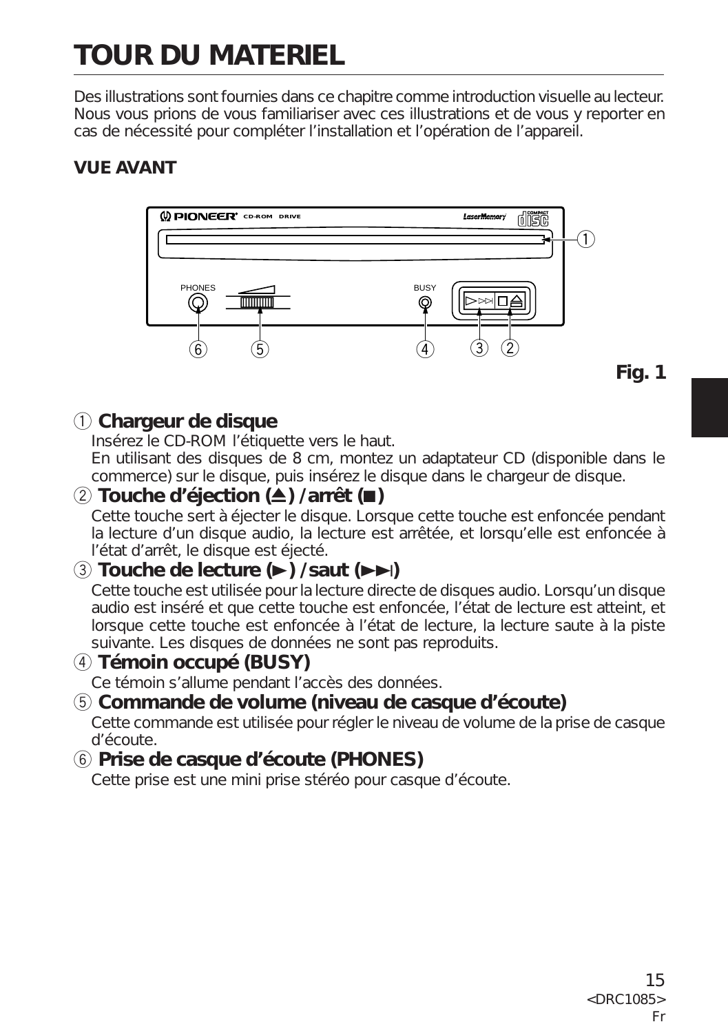# TOUR DU MATERIEL

Des illustrations sont fournies dans ce chapitre comme introduction visuelle au lecteur. Nous vous prions de vous familiariser avec ces illustrations et de vous y reporter en cas de nécessité pour compléter l'installation et l'opération de l'appareil.

## VUE AVANT

**Fig. 1**

### ① Chargeur de disque

Insérez le CD-ROM l'étiquette vers le haut.
En utilisant des disques de 8 cm, montez un adaptateur CD (disponible dans le commerce) sur le disque, puis insérez le disque dans le chargeur de disque.

### ② Touche d'éjection (⏏) /arrêt (■)

Cette touche sert à éjecter le disque. Lorsque cette touche est enfoncée pendant la lecture d'un disque audio, la lecture est arrêtée, et lorsqu'elle est enfoncée à l'état d'arrêt, le disque est éjecté.

### ③ Touche de lecture (►) /saut (►►I)

Cette touche est utilisée pour la lecture directe de disques audio. Lorsqu'un disque audio est inséré et que cette touche est enfoncée, l'état de lecture est atteint, et lorsque cette touche est enfoncée à l'état de lecture, la lecture saute à la piste suivante. Les disques de données ne sont pas reproduits.

### ④ Témoin occupé (BUSY)

Ce témoin s'allume pendant l'accès des données.

### ⑤ Commande de volume (niveau de casque d'écoute)

Cette commande est utilisée pour régler le niveau de volume de la prise de casque d'écoute.

### ⑥ Prise de casque d'écoute (PHONES)

Cette prise est une mini prise stéréo pour casque d'écoute.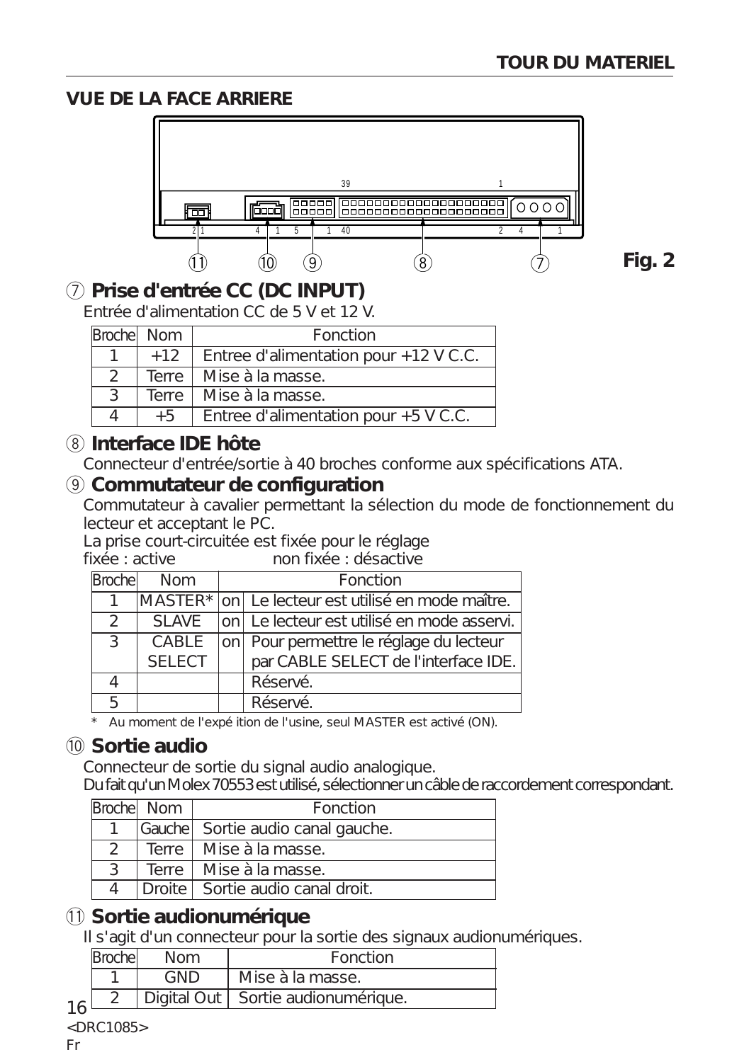## VUE DE LA FACE ARRIERE

Fig. 2

### ⑦ Prise d'entrée CC (DC INPUT)

Entrée d'alimentation CC de 5 V et 12 V.

| Broche | Nom | Fonction |
|---|---|---|
| 1 | +12 | Entree d'alimentation pour +12 V C.C. |
| 2 | Terre | Mise à la masse. |
| 3 | Terre | Mise à la masse. |
| 4 | +5 | Entree d'alimentation pour +5 V C.C. |

### ⑧ Interface IDE hôte

Connecteur d'entrée/sortie à 40 broches conforme aux spécifications ATA.

### ⑨ Commutateur de configuration

Commutateur à cavalier permettant la sélection du mode de fonctionnement du lecteur et acceptant le PC.
La prise court-circuitée est fixée pour le réglage
fixée : active non fixée : désactive

| Broche | Nom | | Fonction |
|---|---|---|---|
| 1 | MASTER* | on | Le lecteur est utilisé en mode maître. |
| 2 | SLAVE | on | Le lecteur est utilisé en mode asservi. |
| 3 | CABLE SELECT | on | Pour permettre le réglage du lecteur par CABLE SELECT de l'interface IDE. |
| 4 | | | Réservé. |
| 5 | | | Réservé. |

* Au moment de l'expé ition de l'usine, seul MASTER est activé (ON).

### ⑩ Sortie audio

Connecteur de sortie du signal audio analogique.
Du fait qu'un Molex 70553 est utilisé, sélectionner un câble de raccordement correspondant.

| Broche | Nom | Fonction |
|---|---|---|
| 1 | Gauche | Sortie audio canal gauche. |
| 2 | Terre | Mise à la masse. |
| 3 | Terre | Mise à la masse. |
| 4 | Droite | Sortie audio canal droit. |

### ⑪ Sortie audionumérique

Il s'agit d'un connecteur pour la sortie des signaux audionumériques.

| Broche | Nom | Fonction |
|---|---|---|
| 1 | GND | Mise à la masse. |
| 2 | Digital Out | Sortie audionumérique. |

<DRC1085>
Fr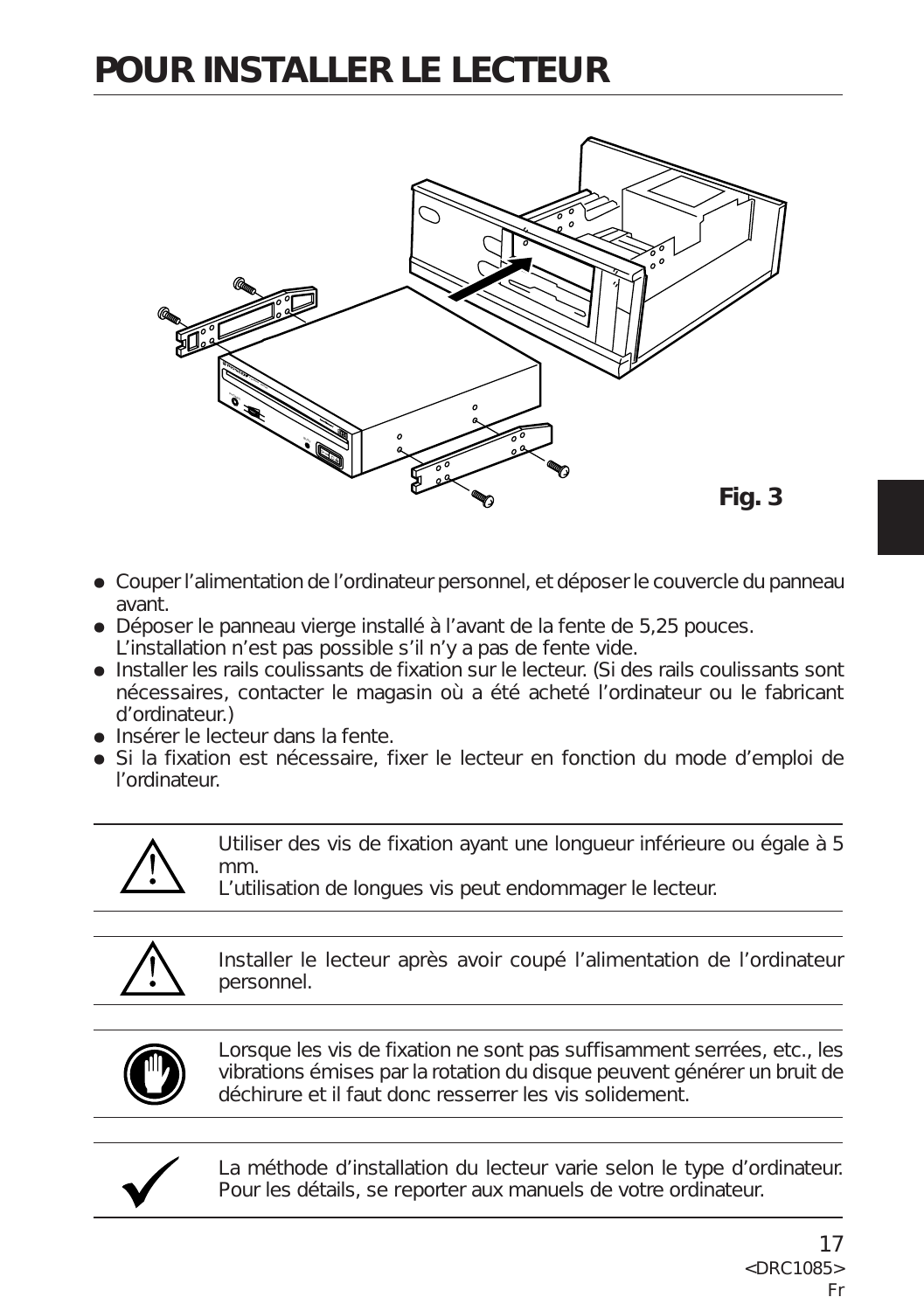# POUR INSTALLER LE LECTEUR

Fig. 3

- Couper l'alimentation de l'ordinateur personnel, et déposer le couvercle du panneau avant.
- Déposer le panneau vierge installé à l'avant de la fente de 5,25 pouces. L'installation n'est pas possible s'il n'y a pas de fente vide.
- Installer les rails coulissants de fixation sur le lecteur. (Si des rails coulissants sont nécessaires, contacter le magasin où a été acheté l'ordinateur ou le fabricant d'ordinateur.)
- Insérer le lecteur dans la fente.
- Si la fixation est nécessaire, fixer le lecteur en fonction du mode d'emploi de l'ordinateur.

---

⚠ Utiliser des vis de fixation ayant une longueur inférieure ou égale à 5 mm.
L'utilisation de longues vis peut endommager le lecteur.

---

⚠ Installer le lecteur après avoir coupé l'alimentation de l'ordinateur personnel.

---

Lorsque les vis de fixation ne sont pas suffisamment serrées, etc., les vibrations émises par la rotation du disque peuvent générer un bruit de déchirure et il faut donc resserrer les vis solidement.

---

✓ La méthode d'installation du lecteur varie selon le type d'ordinateur. Pour les détails, se reporter aux manuels de votre ordinateur.

---

<DRC1085>
Fr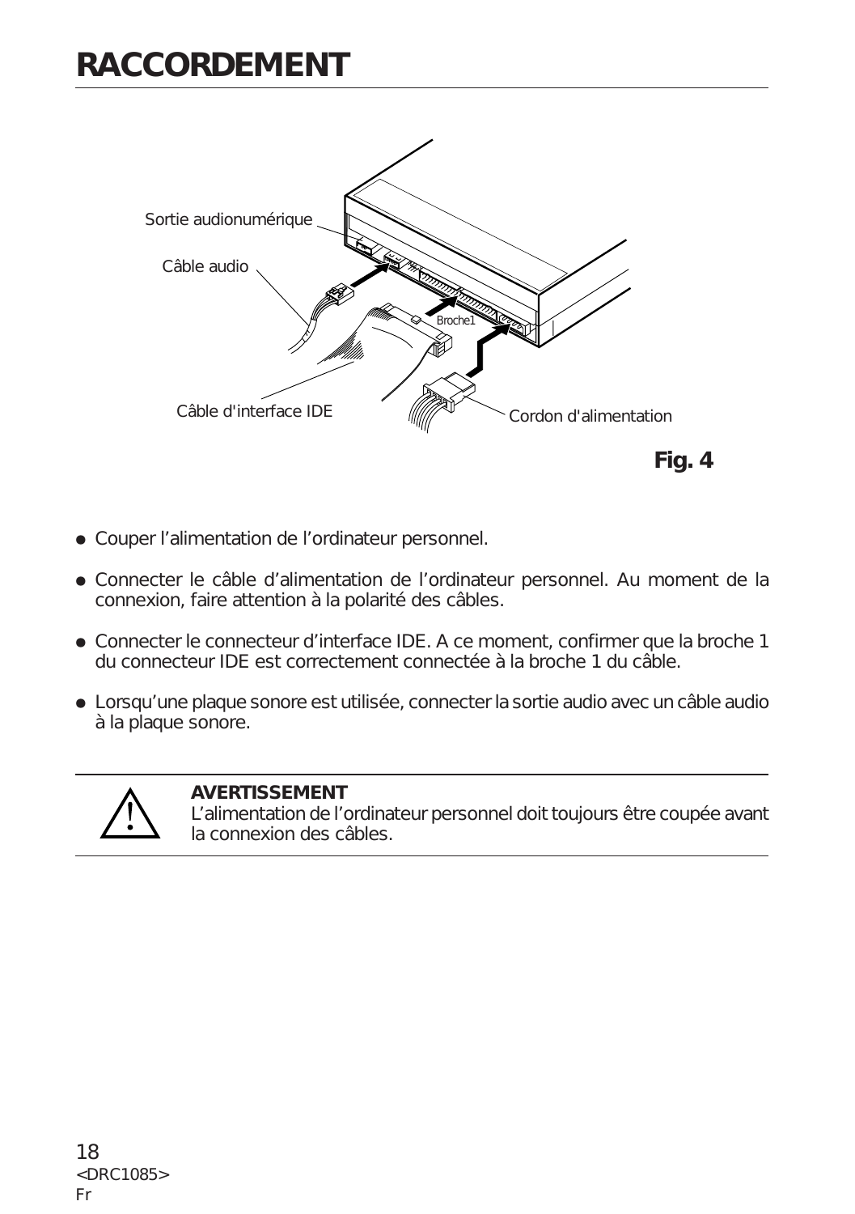# RACCORDEMENT

Sortie audionumérique

Câble audio

Broche1

Câble d'interface IDE

Cordon d'alimentation

**Fig. 4**

- Couper l'alimentation de l'ordinateur personnel.
- Connecter le câble d'alimentation de l'ordinateur personnel. Au moment de la connexion, faire attention à la polarité des câbles.
- Connecter le connecteur d'interface IDE. A ce moment, confirmer que la broche 1 du connecteur IDE est correctement connectée à la broche 1 du câble.
- Lorsqu'une plaque sonore est utilisée, connecter la sortie audio avec un câble audio à la plaque sonore.

---

**AVERTISSEMENT**
L'alimentation de l'ordinateur personnel doit toujours être coupée avant la connexion des câbles.

---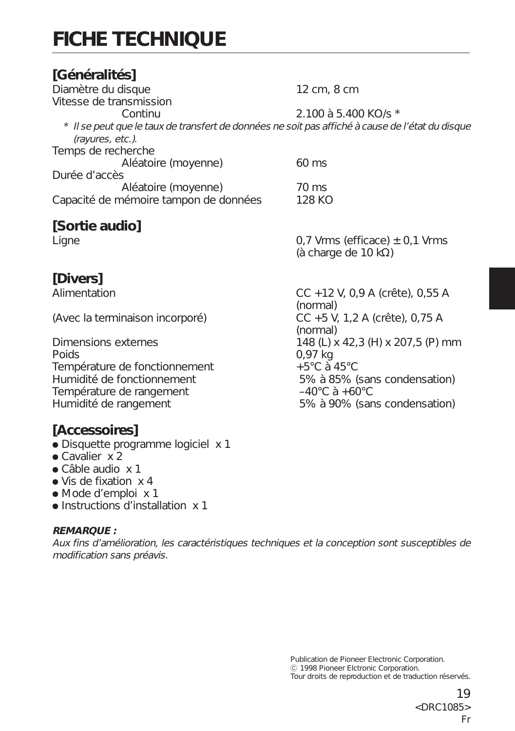# FICHE TECHNIQUE

## [Généralités]

| | |
|---|---|
| Diamètre du disque | 12 cm, 8 cm |
| Vitesse de transmission | |
| Continu | 2.100 à 5.400 KO/s * |

*\* Il se peut que le taux de transfert de données ne soit pas affiché à cause de l'état du disque (rayures, etc.).*

| | |
|---|---|
| Temps de recherche | |
| Aléatoire (moyenne) | 60 ms |
| Durée d'accès | |
| Aléatoire (moyenne) | 70 ms |
| Capacité de mémoire tampon de données | 128 KO |

## [Sortie audio]

| | |
|---|---|
| Ligne | 0,7 Vrms (efficace) ± 0,1 Vrms (à charge de 10 kΩ) |

## [Divers]

| | |
|---|---|
| Alimentation | CC +12 V, 0,9 A (crête), 0,55 A (normal) |
| (Avec la terminaison incorporé) | CC +5 V, 1,2 A (crête), 0,75 A (normal) |
| Dimensions externes | 148 (L) x 42,3 (H) x 207,5 (P) mm |
| Poids | 0,97 kg |
| Température de fonctionnement | +5°C à 45°C |
| Humidité de fonctionnement | 5% à 85% (sans condensation) |
| Température de rangement | –40°C à +60°C |
| Humidité de rangement | 5% à 90% (sans condensation) |

## [Accessoires]

- Disquette programme logiciel x 1
- Cavalier x 2
- Câble audio x 1
- Vis de fixation x 4
- Mode d'emploi x 1
- Instructions d'installation x 1

***REMARQUE :***

*Aux fins d'amélioration, les caractéristiques techniques et la conception sont susceptibles de modification sans préavis.*

Publication de Pioneer Electronic Corporation.
© 1998 Pioneer Elctronic Corporation.
Tour droits de reproduction et de traduction réservés.

<DRC1085>
Fr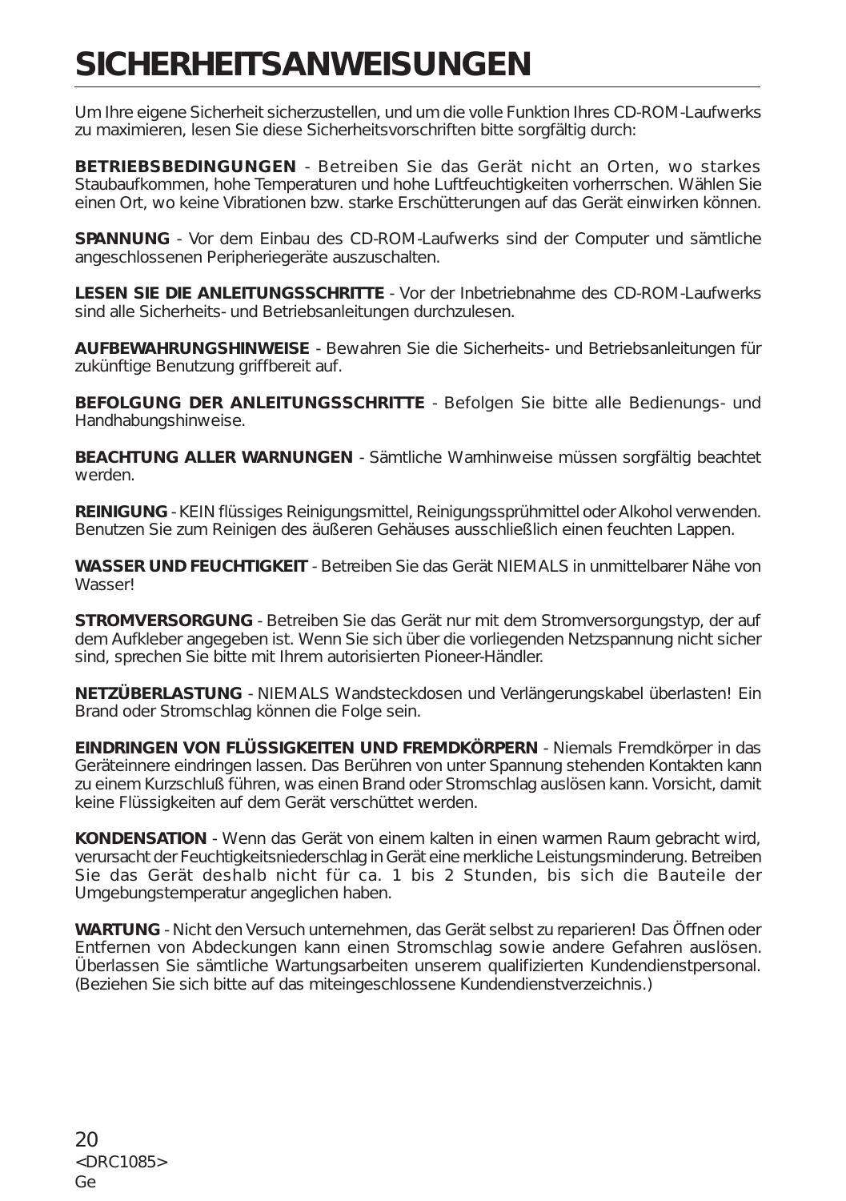# SICHERHEITSANWEISUNGEN

Um Ihre eigene Sicherheit sicherzustellen, und um die volle Funktion Ihres CD-ROM-Laufwerks zu maximieren, lesen Sie diese Sicherheitsvorschriften bitte sorgfältig durch:

**BETRIEBSBEDINGUNGEN** - Betreiben Sie das Gerät nicht an Orten, wo starkes Staubaufkommen, hohe Temperaturen und hohe Luftfeuchtigkeiten vorherrschen. Wählen Sie einen Ort, wo keine Vibrationen bzw. starke Erschütterungen auf das Gerät einwirken können.

**SPANNUNG** - Vor dem Einbau des CD-ROM-Laufwerks sind der Computer und sämtliche angeschlossenen Peripheriegeräte auszuschalten.

**LESEN SIE DIE ANLEITUNGSSCHRITTE** - Vor der Inbetriebnahme des CD-ROM-Laufwerks sind alle Sicherheits- und Betriebsanleitungen durchzulesen.

**AUFBEWAHRUNGSHINWEISE** - Bewahren Sie die Sicherheits- und Betriebsanleitungen für zukünftige Benutzung griffbereit auf.

**BEFOLGUNG DER ANLEITUNGSSCHRITTE** - Befolgen Sie bitte alle Bedienungs- und Handhabungshinweise.

**BEACHTUNG ALLER WARNUNGEN** - Sämtliche Warnhinweise müssen sorgfältig beachtet werden.

**REINIGUNG** - KEIN flüssiges Reinigungsmittel, Reinigungssprühmittel oder Alkohol verwenden. Benutzen Sie zum Reinigen des äußeren Gehäuses ausschließlich einen feuchten Lappen.

**WASSER UND FEUCHTIGKEIT** - Betreiben Sie das Gerät NIEMALS in unmittelbarer Nähe von Wasser!

**STROMVERSORGUNG** - Betreiben Sie das Gerät nur mit dem Stromversorgungstyp, der auf dem Aufkleber angegeben ist. Wenn Sie sich über die vorliegenden Netzspannung nicht sicher sind, sprechen Sie bitte mit Ihrem autorisierten Pioneer-Händler.

**NETZÜBERLASTUNG** - NIEMALS Wandsteckdosen und Verlängerungskabel überlasten! Ein Brand oder Stromschlag können die Folge sein.

**EINDRINGEN VON FLÜSSIGKEITEN UND FREMDKÖRPERN** - Niemals Fremdkörper in das Geräteinnere eindringen lassen. Das Berühren von unter Spannung stehenden Kontakten kann zu einem Kurzschluß führen, was einen Brand oder Stromschlag auslösen kann. Vorsicht, damit keine Flüssigkeiten auf dem Gerät verschüttet werden.

**KONDENSATION** - Wenn das Gerät von einem kalten in einen warmen Raum gebracht wird, verursacht der Feuchtigkeitsniederschlag in Gerät eine merkliche Leistungsminderung. Betreiben Sie das Gerät deshalb nicht für ca. 1 bis 2 Stunden, bis sich die Bauteile der Umgebungstemperatur angeglichen haben.

**WARTUNG** - Nicht den Versuch unternehmen, das Gerät selbst zu reparieren! Das Öffnen oder Entfernen von Abdeckungen kann einen Stromschlag sowie andere Gefahren auslösen. Überlassen Sie sämtliche Wartungsarbeiten unserem qualifizierten Kundendienstpersonal. (Beziehen Sie sich bitte auf das miteingeschlossene Kundendienstverzeichnis.)

<DRC1085>
Ge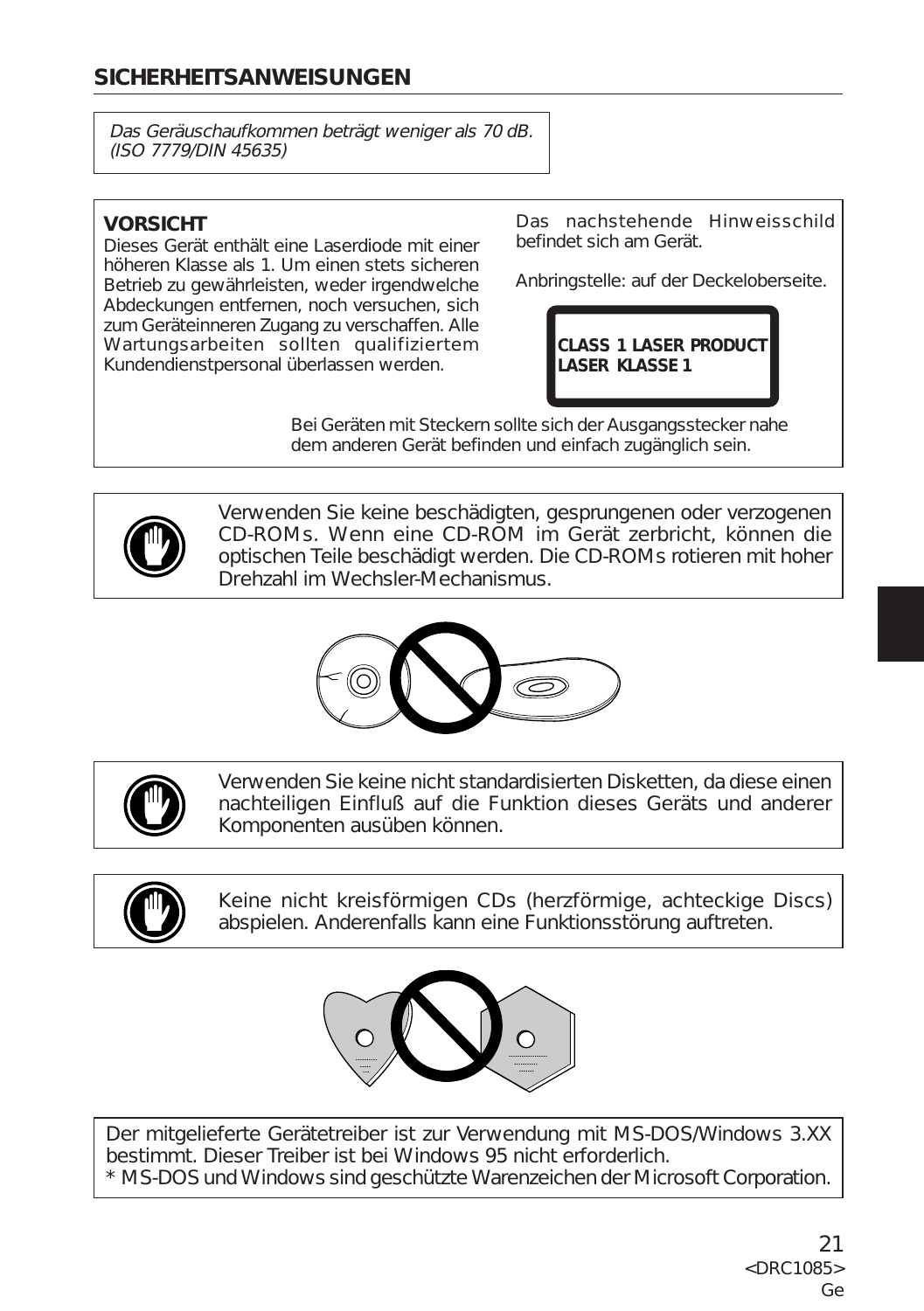## SICHERHEITSANWEISUNGEN

*Das Geräuschaufkommen beträgt weniger als 70 dB. (ISO 7779/DIN 45635)*

**VORSICHT**
Dieses Gerät enthält eine Laserdiode mit einer höheren Klasse als 1. Um einen stets sicheren Betrieb zu gewährleisten, weder irgendwelche Abdeckungen entfernen, noch versuchen, sich zum Geräteinneren Zugang zu verschaffen. Alle Wartungsarbeiten sollten qualifiziertem Kundendienstpersonal überlassen werden.

Das nachstehende Hinweisschild befindet sich am Gerät.

Anbringstelle: auf der Deckeloberseite.

**CLASS 1 LASER PRODUCT**
**LASER KLASSE 1**

Bei Geräten mit Steckern sollte sich der Ausgangsstecker nahe dem anderen Gerät befinden und einfach zugänglich sein.

Verwenden Sie keine beschädigten, gesprungenen oder verzogenen CD-ROMs. Wenn eine CD-ROM im Gerät zerbricht, können die optischen Teile beschädigt werden. Die CD-ROMs rotieren mit hoher Drehzahl im Wechsler-Mechanismus.

Verwenden Sie keine nicht standardisierten Disketten, da diese einen nachteiligen Einfluß auf die Funktion dieses Geräts und anderer Komponenten ausüben können.

Keine nicht kreisförmigen CDs (herzförmige, achteckige Discs) abspielen. Anderenfalls kann eine Funktionsstörung auftreten.

Der mitgelieferte Gerätetreiber ist zur Verwendung mit MS-DOS/Windows 3.XX bestimmt. Dieser Treiber ist bei Windows 95 nicht erforderlich.
* MS-DOS und Windows sind geschützte Warenzeichen der Microsoft Corporation.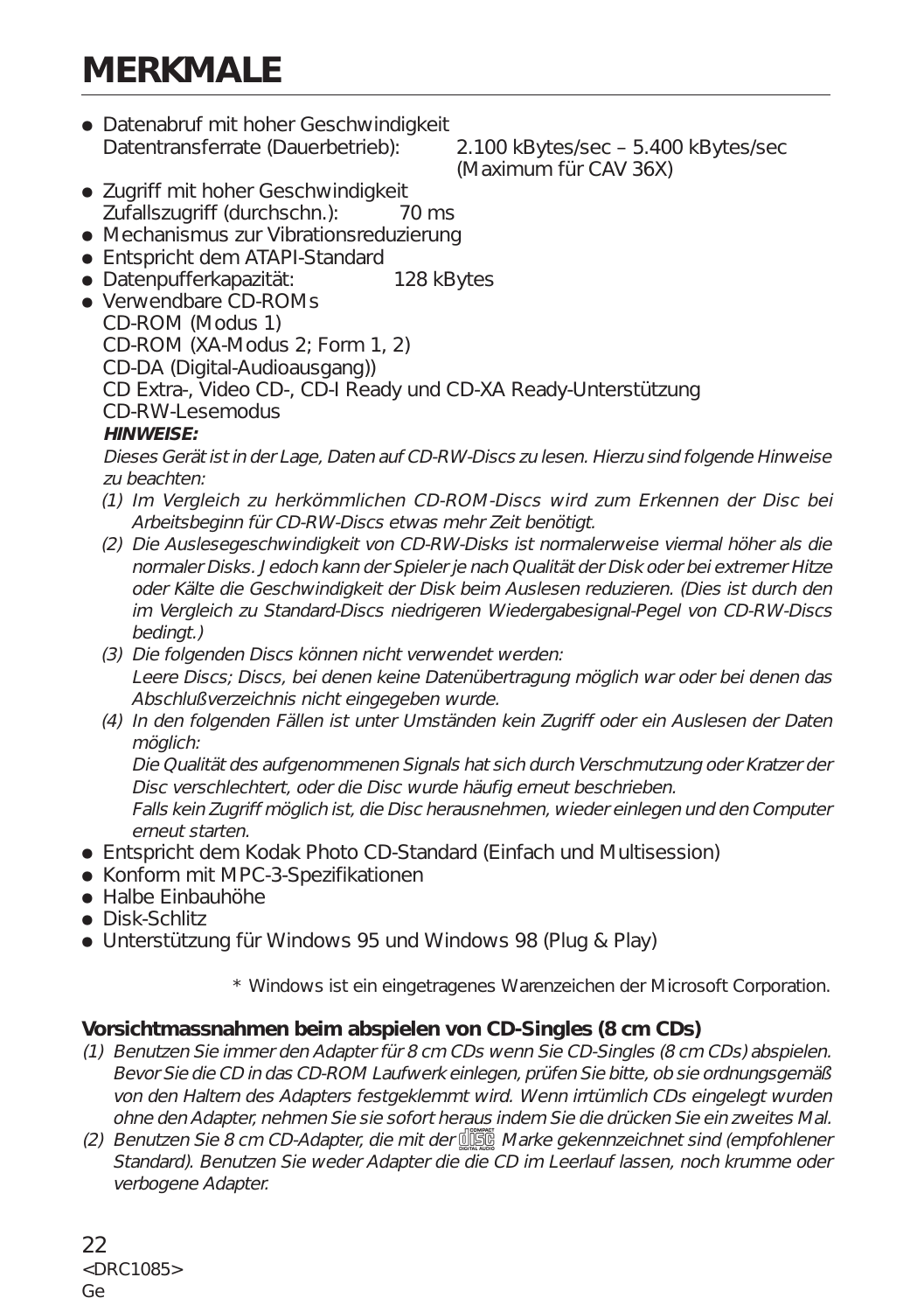# MERKMALE

- Datenabruf mit hoher Geschwindigkeit
  Datentransferrate (Dauerbetrieb): 2.100 kBytes/sec – 5.400 kBytes/sec (Maximum für CAV 36X)
- Zugriff mit hoher Geschwindigkeit
  Zufallszugriff (durchschn.): 70 ms
- Mechanismus zur Vibrationsreduzierung
- Entspricht dem ATAPI-Standard
- Datenpufferkapazität: 128 kBytes
- Verwendbare CD-ROMs
  CD-ROM (Modus 1)
  CD-ROM (XA-Modus 2; Form 1, 2)
  CD-DA (Digital-Audioausgang))
  CD Extra-, Video CD-, CD-I Ready und CD-XA Ready-Unterstützung
  CD-RW-Lesemodus

  ***HINWEISE:***

  *Dieses Gerät ist in der Lage, Daten auf CD-RW-Discs zu lesen. Hierzu sind folgende Hinweise zu beachten:*

  *(1) Im Vergleich zu herkömmlichen CD-ROM-Discs wird zum Erkennen der Disc bei Arbeitsbeginn für CD-RW-Discs etwas mehr Zeit benötigt.*

  *(2) Die Auslesegeschwindigkeit von CD-RW-Disks ist normalerweise viermal höher als die normaler Disks. Jedoch kann der Spieler je nach Qualität der Disk oder bei extremer Hitze oder Kälte die Geschwindigkeit der Disk beim Auslesen reduzieren. (Dies ist durch den im Vergleich zu Standard-Discs niedrigeren Wiedergabesignal-Pegel von CD-RW-Discs bedingt.)*

  *(3) Die folgenden Discs können nicht verwendet werden:*
  *Leere Discs; Discs, bei denen keine Datenübertragung möglich war oder bei denen das Abschlußverzeichnis nicht eingegeben wurde.*

  *(4) In den folgenden Fällen ist unter Umständen kein Zugriff oder ein Auslesen der Daten möglich:*
  *Die Qualität des aufgenommenen Signals hat sich durch Verschmutzung oder Kratzer der Disc verschlechtert, oder die Disc wurde häufig erneut beschrieben.*
  *Falls kein Zugriff möglich ist, die Disc herausnehmen, wieder einlegen und den Computer erneut starten.*
- Entspricht dem Kodak Photo CD-Standard (Einfach und Multisession)
- Konform mit MPC-3-Spezifikationen
- Halbe Einbauhöhe
- Disk-Schlitz
- Unterstützung für Windows 95 und Windows 98 (Plug & Play)

\* Windows ist ein eingetragenes Warenzeichen der Microsoft Corporation.

### Vorsichtmassnahmen beim abspielen von CD-Singles (8 cm CDs)

*(1) Benutzen Sie immer den Adapter für 8 cm CDs wenn Sie CD-Singles (8 cm CDs) abspielen. Bevor Sie die CD in das CD-ROM Laufwerk einlegen, prüfen Sie bitte, ob sie ordnungsgemäß von den Haltern des Adapters festgeklemmt wird. Wenn irrtümlich CDs eingelegt wurden ohne den Adapter, nehmen Sie sie sofort heraus indem Sie die drücken Sie ein zweites Mal.*

*(2) Benutzen Sie 8 cm CD-Adapter, die mit der COMPACT DISC DIGITAL AUDIO Marke gekennzeichnet sind (empfohlener Standard). Benutzen Sie weder Adapter die die CD im Leerlauf lassen, noch krumme oder verbogene Adapter.*

<DRC1085>
Ge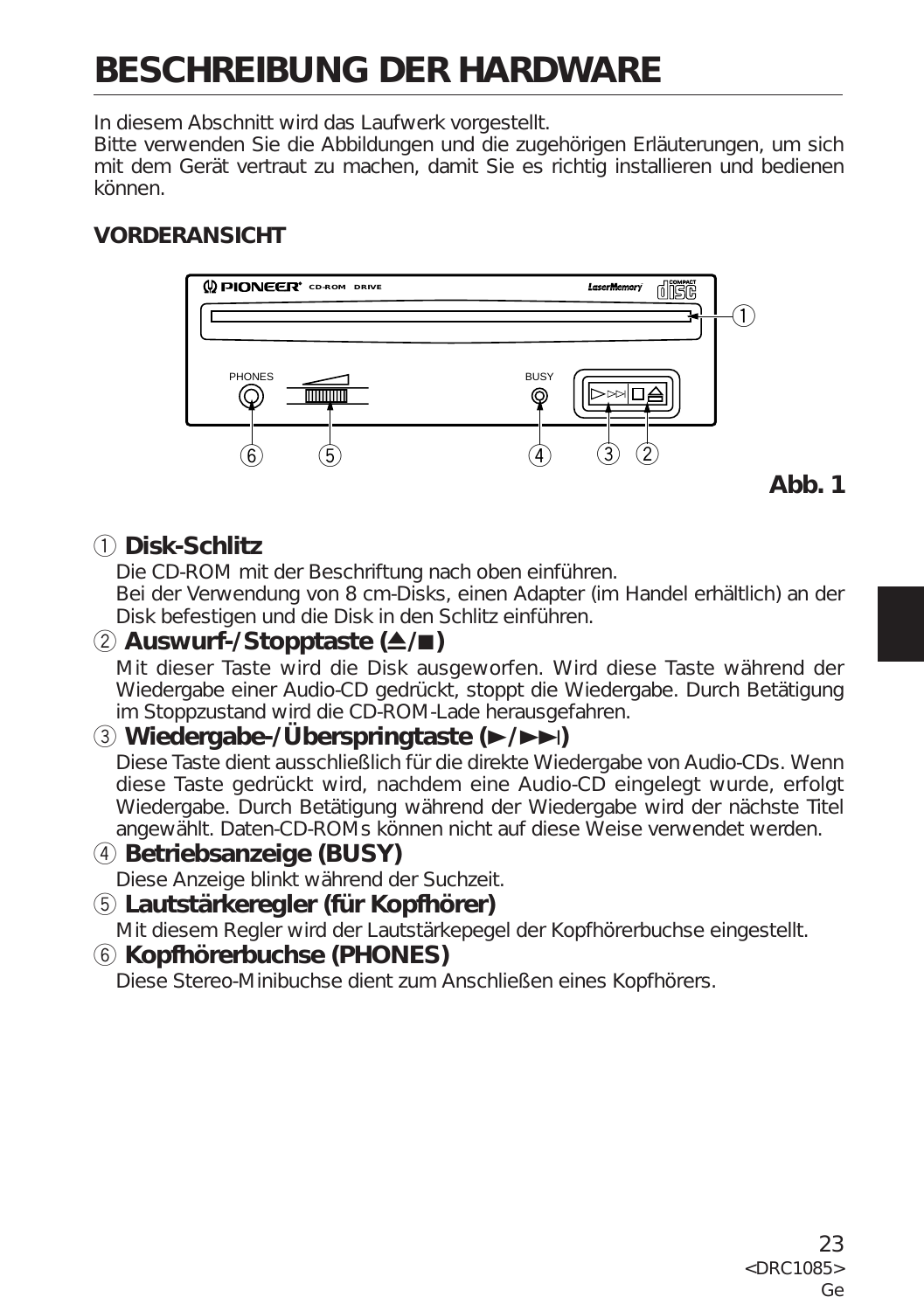# BESCHREIBUNG DER HARDWARE

In diesem Abschnitt wird das Laufwerk vorgestellt.
Bitte verwenden Sie die Abbildungen und die zugehörigen Erläuterungen, um sich mit dem Gerät vertraut zu machen, damit Sie es richtig installieren und bedienen können.

## VORDERANSICHT

**Abb. 1**

① **Disk-Schlitz**
Die CD-ROM mit der Beschriftung nach oben einführen.
Bei der Verwendung von 8 cm-Disks, einen Adapter (im Handel erhältlich) an der Disk befestigen und die Disk in den Schlitz einführen.

② **Auswurf-/Stopptaste (⏏/■)**
Mit dieser Taste wird die Disk ausgeworfen. Wird diese Taste während der Wiedergabe einer Audio-CD gedrückt, stoppt die Wiedergabe. Durch Betätigung im Stoppzustand wird die CD-ROM-Lade herausgefahren.

③ **Wiedergabe-/Überspringtaste (►/►►I)**
Diese Taste dient ausschließlich für die direkte Wiedergabe von Audio-CDs. Wenn diese Taste gedrückt wird, nachdem eine Audio-CD eingelegt wurde, erfolgt Wiedergabe. Durch Betätigung während der Wiedergabe wird der nächste Titel angewählt. Daten-CD-ROMs können nicht auf diese Weise verwendet werden.

④ **Betriebsanzeige (BUSY)**
Diese Anzeige blinkt während der Suchzeit.

⑤ **Lautstärkeregler (für Kopfhörer)**
Mit diesem Regler wird der Lautstärkepegel der Kopfhörerbuchse eingestellt.

⑥ **Kopfhörerbuchse (PHONES)**
Diese Stereo-Minibuchse dient zum Anschließen eines Kopfhörers.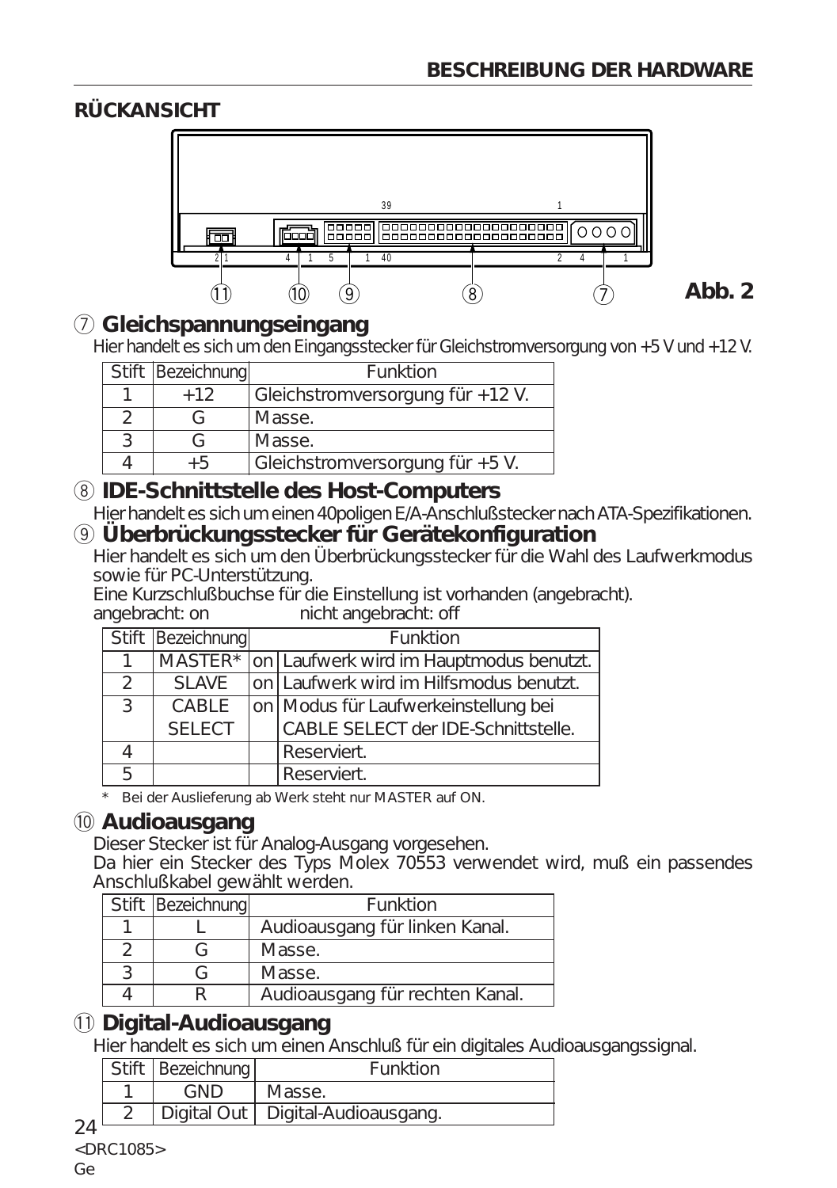## RÜCKANSICHT

Abb. 2

### ⑦ Gleichspannungseingang

Hier handelt es sich um den Eingangsstecker für Gleichstromversorgung von +5 V und +12 V.

| Stift | Bezeichnung | Funktion |
|---|---|---|
| 1 | +12 | Gleichstromversorgung für +12 V. |
| 2 | G | Masse. |
| 3 | G | Masse. |
| 4 | +5 | Gleichstromversorgung für +5 V. |

### ⑧ IDE-Schnittstelle des Host-Computers

Hier handelt es sich um einen 40poligen E/A-Anschlußstecker nach ATA-Spezifikationen.

### ⑨ Überbrückungsstecker für Gerätekonfiguration

Hier handelt es sich um den Überbrückungsstecker für die Wahl des Laufwerkmodus sowie für PC-Unterstützung.
Eine Kurzschlußbuchse für die Einstellung ist vorhanden (angebracht).
angebracht: on nicht angebracht: off

| Stift | Bezeichnung | | Funktion |
|---|---|---|---|
| 1 | MASTER* | on | Laufwerk wird im Hauptmodus benutzt. |
| 2 | SLAVE | on | Laufwerk wird im Hilfsmodus benutzt. |
| 3 | CABLE SELECT | on | Modus für Laufwerkeinstellung bei CABLE SELECT der IDE-Schnittstelle. |
| 4 | | | Reserviert. |
| 5 | | | Reserviert. |

\* Bei der Auslieferung ab Werk steht nur MASTER auf ON.

### ⑩ Audioausgang

Dieser Stecker ist für Analog-Ausgang vorgesehen.
Da hier ein Stecker des Typs Molex 70553 verwendet wird, muß ein passendes Anschlußkabel gewählt werden.

| Stift | Bezeichnung | Funktion |
|---|---|---|
| 1 | L | Audioausgang für linken Kanal. |
| 2 | G | Masse. |
| 3 | G | Masse. |
| 4 | R | Audioausgang für rechten Kanal. |

### ⑪ Digital-Audioausgang

Hier handelt es sich um einen Anschluß für ein digitales Audioausgangssignal.

| Stift | Bezeichnung | Funktion |
|---|---|---|
| 1 | GND | Masse. |
| 2 | Digital Out | Digital-Audioausgang. |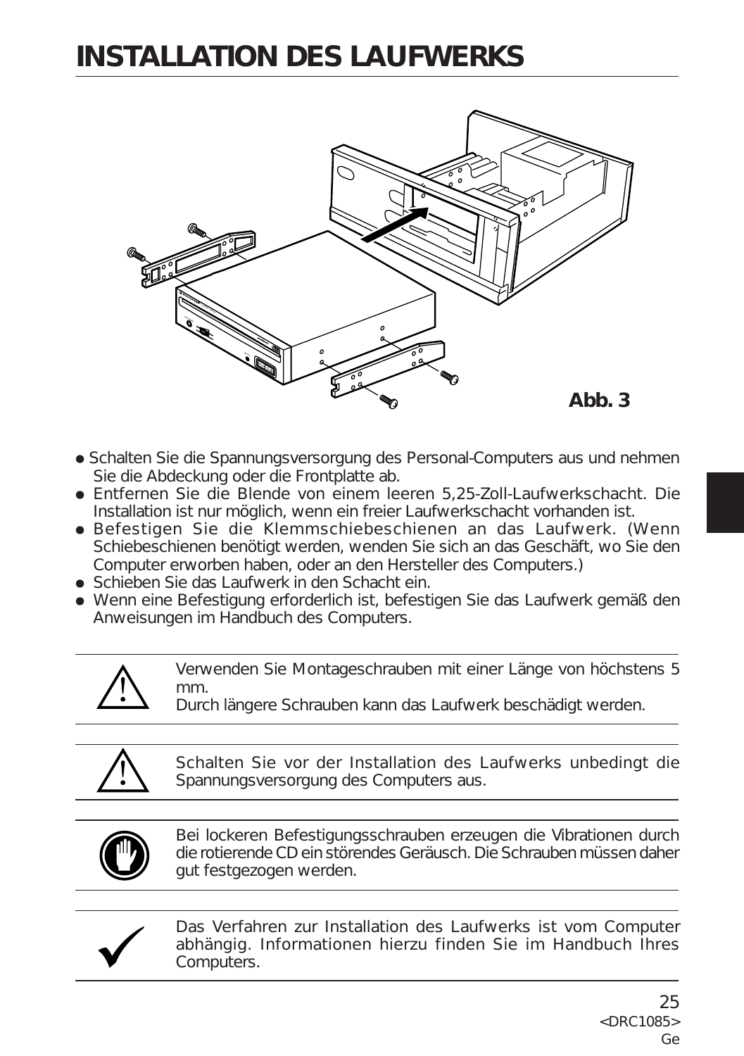# INSTALLATION DES LAUFWERKS

Abb. 3

- Schalten Sie die Spannungsversorgung des Personal-Computers aus und nehmen Sie die Abdeckung oder die Frontplatte ab.
- Entfernen Sie die Blende von einem leeren 5,25-Zoll-Laufwerkschacht. Die Installation ist nur möglich, wenn ein freier Laufwerkschacht vorhanden ist.
- Befestigen Sie die Klemmschiebeschienen an das Laufwerk. (Wenn Schiebeschienen benötigt werden, wenden Sie sich an das Geschäft, wo Sie den Computer erworben haben, oder an den Hersteller des Computers.)
- Schieben Sie das Laufwerk in den Schacht ein.
- Wenn eine Befestigung erforderlich ist, befestigen Sie das Laufwerk gemäß den Anweisungen im Handbuch des Computers.

---

Verwenden Sie Montageschrauben mit einer Länge von höchstens 5 mm.
Durch längere Schrauben kann das Laufwerk beschädigt werden.

---

Schalten Sie vor der Installation des Laufwerks unbedingt die Spannungsversorgung des Computers aus.

---

Bei lockeren Befestigungsschrauben erzeugen die Vibrationen durch die rotierende CD ein störendes Geräusch. Die Schrauben müssen daher gut festgezogen werden.

---

Das Verfahren zur Installation des Laufwerks ist vom Computer abhängig. Informationen hierzu finden Sie im Handbuch Ihres Computers.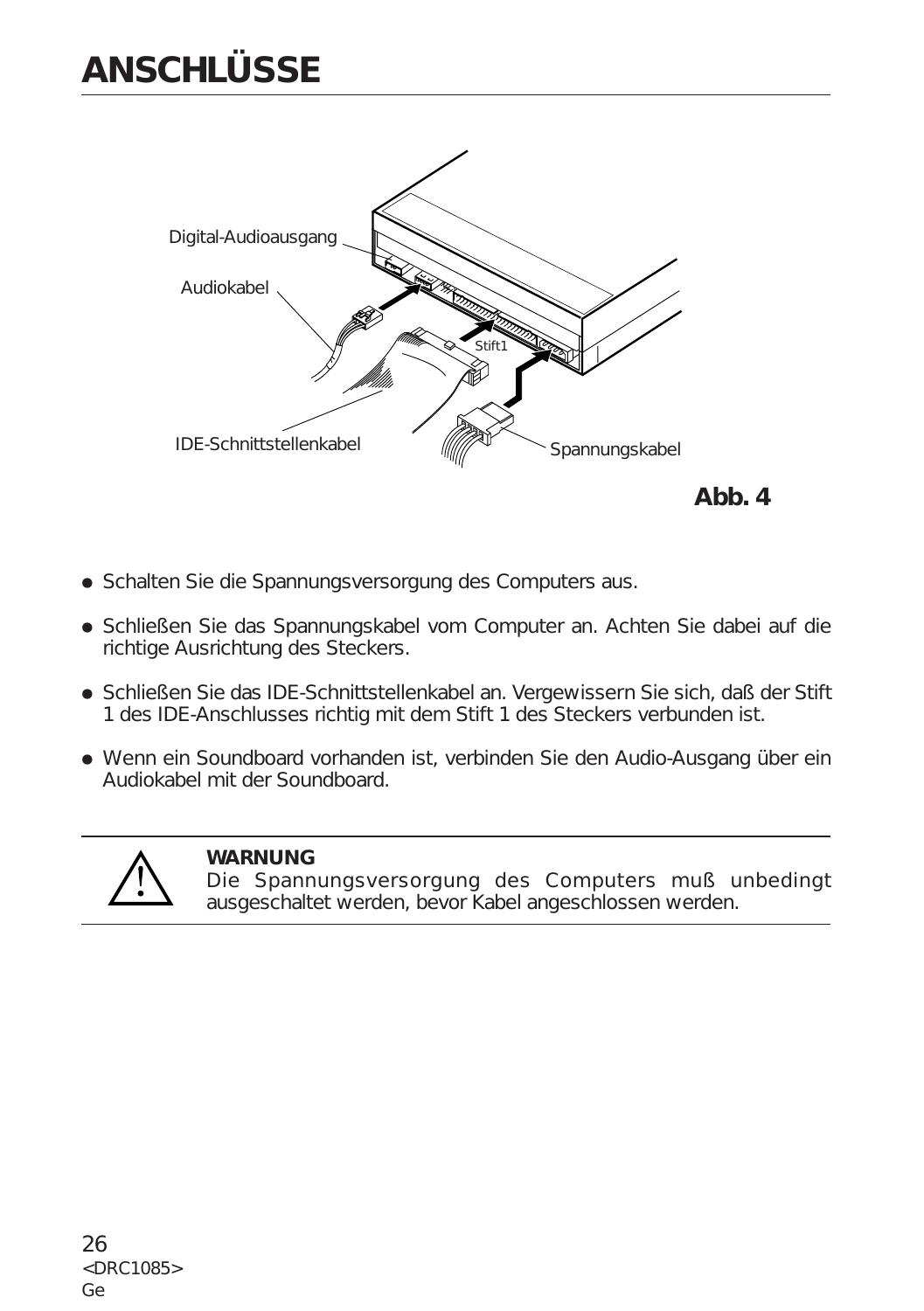# ANSCHLÜSSE

Abb. 4

- Schalten Sie die Spannungsversorgung des Computers aus.
- Schließen Sie das Spannungskabel vom Computer an. Achten Sie dabei auf die richtige Ausrichtung des Steckers.
- Schließen Sie das IDE-Schnittstellenkabel an. Vergewissern Sie sich, daß der Stift 1 des IDE-Anschlusses richtig mit dem Stift 1 des Steckers verbunden ist.
- Wenn ein Soundboard vorhanden ist, verbinden Sie den Audio-Ausgang über ein Audiokabel mit der Soundboard.

**WARNUNG**
Die Spannungsversorgung des Computers muß unbedingt ausgeschaltet werden, bevor Kabel angeschlossen werden.

<DRC1085>
Ge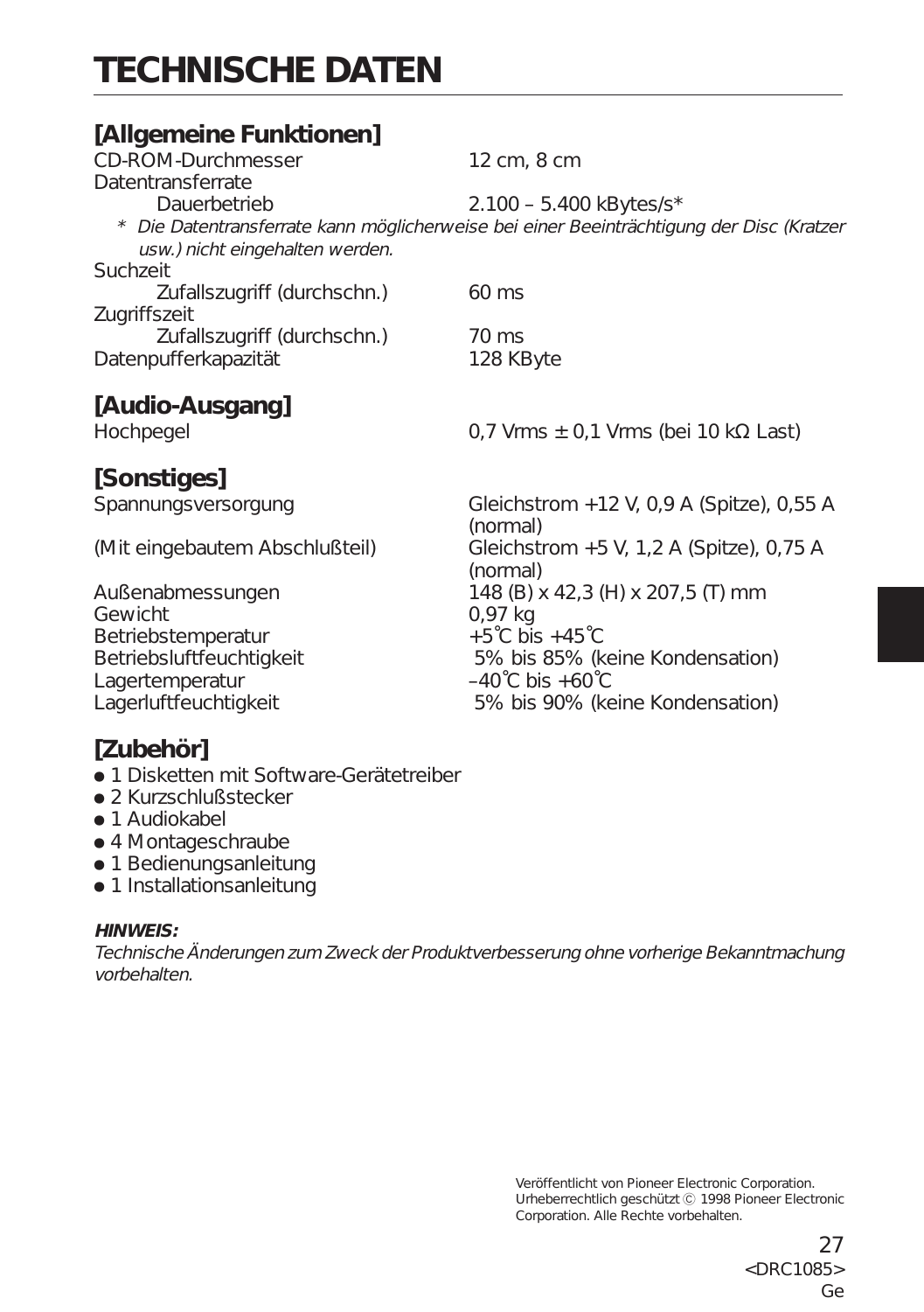# TECHNISCHE DATEN

## [Allgemeine Funktionen]

| | |
|---|---|
| CD-ROM-Durchmesser | 12 cm, 8 cm |
| Datentransferrate | |
| Dauerbetrieb | 2.100 – 5.400 kBytes/s* |

*\* Die Datentransferrate kann möglicherweise bei einer Beeinträchtigung der Disc (Kratzer usw.) nicht eingehalten werden.*

| | |
|---|---|
| Suchzeit | |
| Zufallszugriff (durchschn.) | 60 ms |
| Zugriffszeit | |
| Zufallszugriff (durchschn.) | 70 ms |
| Datenpufferkapazität | 128 KByte |

## [Audio-Ausgang]

| | |
|---|---|
| Hochpegel | 0,7 Vrms ± 0,1 Vrms (bei 10 kΩ Last) |

## [Sonstiges]

| | |
|---|---|
| Spannungsversorgung | Gleichstrom +12 V, 0,9 A (Spitze), 0,55 A (normal) |
| (Mit eingebautem Abschlußteil) | Gleichstrom +5 V, 1,2 A (Spitze), 0,75 A (normal) |
| Außenabmessungen | 148 (B) x 42,3 (H) x 207,5 (T) mm |
| Gewicht | 0,97 kg |
| Betriebstemperatur | +5°C bis +45°C |
| Betriebsluftfeuchtigkeit | 5% bis 85% (keine Kondensation) |
| Lagertemperatur | –40°C bis +60°C |
| Lagerluftfeuchtigkeit | 5% bis 90% (keine Kondensation) |

## [Zubehör]

- 1 Disketten mit Software-Gerätetreiber
- 2 Kurzschlußstecker
- 1 Audiokabel
- 4 Montageschraube
- 1 Bedienungsanleitung
- 1 Installationsanleitung

***HINWEIS:***

*Technische Änderungen zum Zweck der Produktverbesserung ohne vorherige Bekanntmachung vorbehalten.*

Veröffentlicht von Pioneer Electronic Corporation.
Urheberrechtlich geschützt © 1998 Pioneer Electronic Corporation. Alle Rechte vorbehalten.

<DRC1085>
Ge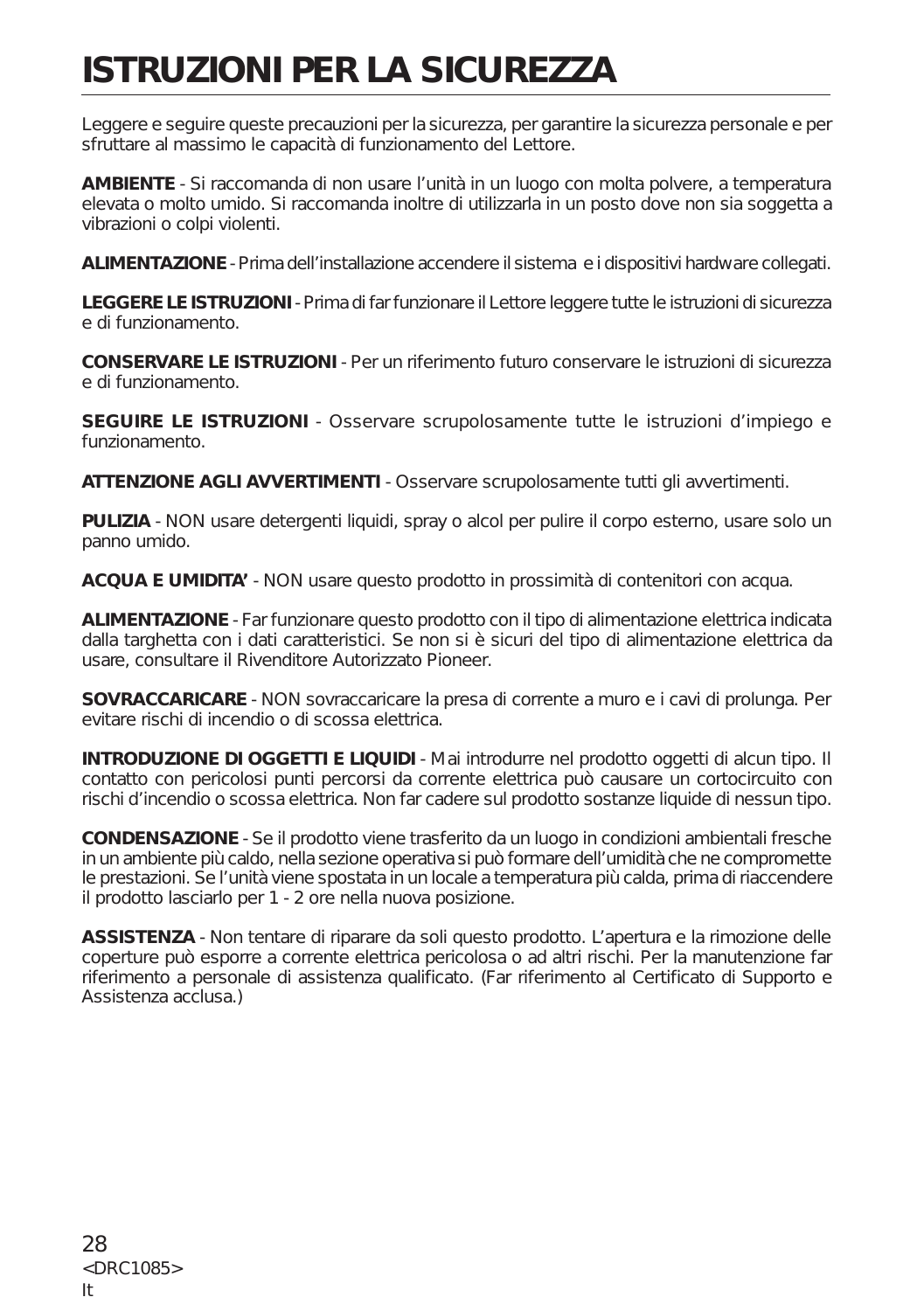# ISTRUZIONI PER LA SICUREZZA

Leggere e seguire queste precauzioni per la sicurezza, per garantire la sicurezza personale e per sfruttare al massimo le capacità di funzionamento del Lettore.

**AMBIENTE** - Si raccomanda di non usare l'unità in un luogo con molta polvere, a temperatura elevata o molto umido. Si raccomanda inoltre di utilizzarla in un posto dove non sia soggetta a vibrazioni o colpi violenti.

**ALIMENTAZIONE** - Prima dell'installazione accendere il sistema e i dispositivi hardware collegati.

**LEGGERE LE ISTRUZIONI** - Prima di far funzionare il Lettore leggere tutte le istruzioni di sicurezza e di funzionamento.

**CONSERVARE LE ISTRUZIONI** - Per un riferimento futuro conservare le istruzioni di sicurezza e di funzionamento.

**SEGUIRE LE ISTRUZIONI** - Osservare scrupolosamente tutte le istruzioni d'impiego e funzionamento.

**ATTENZIONE AGLI AVVERTIMENTI** - Osservare scrupolosamente tutti gli avvertimenti.

**PULIZIA** - NON usare detergenti liquidi, spray o alcol per pulire il corpo esterno, usare solo un panno umido.

**ACQUA E UMIDITA'** - NON usare questo prodotto in prossimità di contenitori con acqua.

**ALIMENTAZIONE** - Far funzionare questo prodotto con il tipo di alimentazione elettrica indicata dalla targhetta con i dati caratteristici. Se non si è sicuri del tipo di alimentazione elettrica da usare, consultare il Rivenditore Autorizzato Pioneer.

**SOVRACCARICARE** - NON sovraccaricare la presa di corrente a muro e i cavi di prolunga. Per evitare rischi di incendio o di scossa elettrica.

**INTRODUZIONE DI OGGETTI E LIQUIDI** - Mai introdurre nel prodotto oggetti di alcun tipo. Il contatto con pericolosi punti percorsi da corrente elettrica può causare un cortocircuito con rischi d'incendio o scossa elettrica. Non far cadere sul prodotto sostanze liquide di nessun tipo.

**CONDENSAZIONE** - Se il prodotto viene trasferito da un luogo in condizioni ambientali fresche in un ambiente più caldo, nella sezione operativa si può formare dell'umidità che ne compromette le prestazioni. Se l'unità viene spostata in un locale a temperatura più calda, prima di riaccendere il prodotto lasciarlo per 1 - 2 ore nella nuova posizione.

**ASSISTENZA** - Non tentare di riparare da soli questo prodotto. L'apertura e la rimozione delle coperture può esporre a corrente elettrica pericolosa o ad altri rischi. Per la manutenzione far riferimento a personale di assistenza qualificato. (Far riferimento al Certificato di Supporto e Assistenza acclusa.)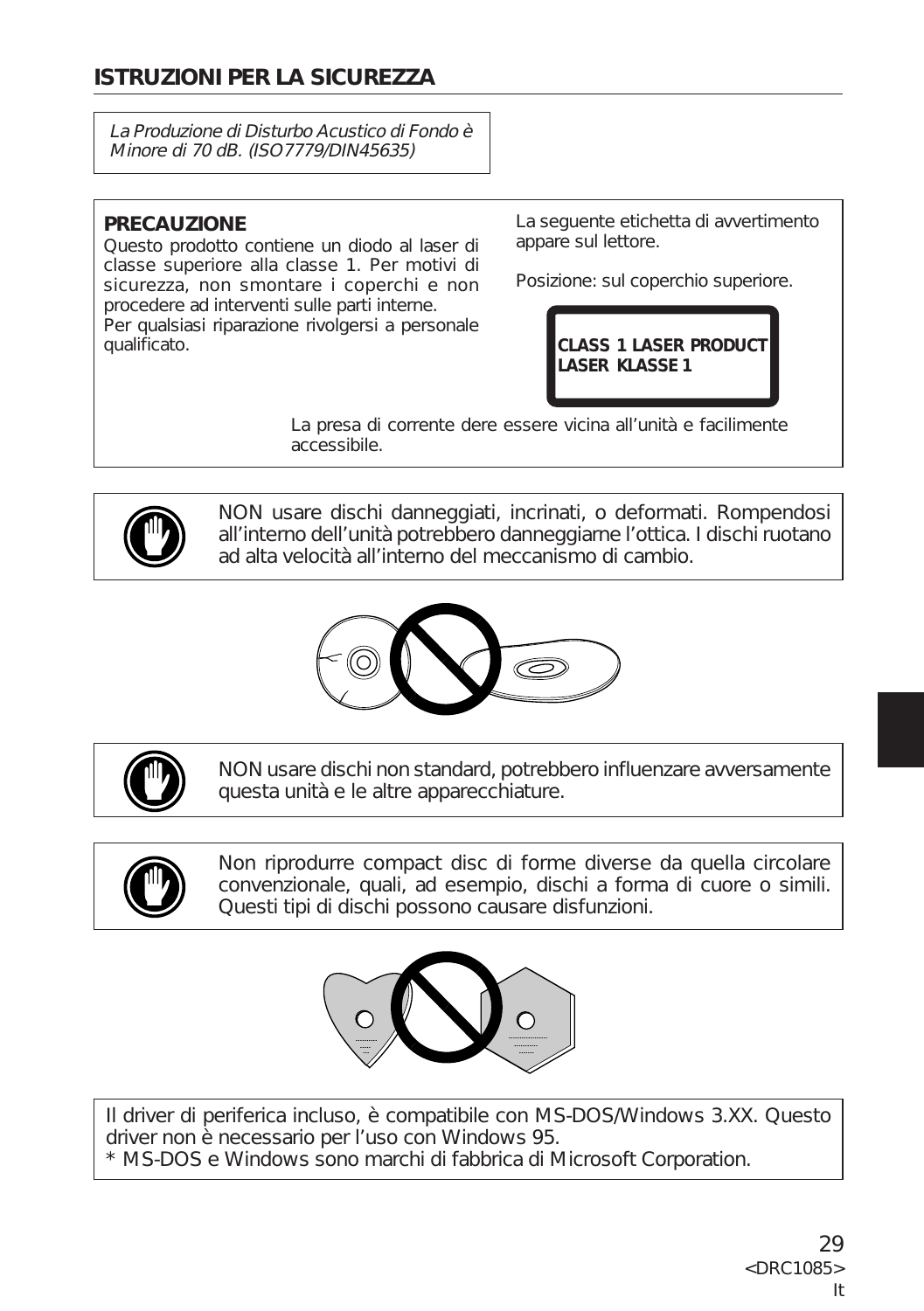## ISTRUZIONI PER LA SICUREZZA

*La Produzione di Disturbo Acustico di Fondo è Minore di 70 dB. (ISO7779/DIN45635)*

**PRECAUZIONE**

Questo prodotto contiene un diodo al laser di classe superiore alla classe 1. Per motivi di sicurezza, non smontare i coperchi e non procedere ad interventi sulle parti interne.
Per qualsiasi riparazione rivolgersi a personale qualificato.

La seguente etichetta di avvertimento appare sul lettore.

Posizione: sul coperchio superiore.

**CLASS 1 LASER PRODUCT**
**LASER KLASSE 1**

La presa di corrente dere essere vicina all'unità e facilmente accessibile.

NON usare dischi danneggiati, incrinati, o deformati. Rompendosi all'interno dell'unità potrebbero danneggiarne l'ottica. I dischi ruotano ad alta velocità all'interno del meccanismo di cambio.

NON usare dischi non standard, potrebbero influenzare avversamente questa unità e le altre apparecchiature.

Non riprodurre compact disc di forme diverse da quella circolare convenzionale, quali, ad esempio, dischi a forma di cuore o simili. Questi tipi di dischi possono causare disfunzioni.

Il driver di periferica incluso, è compatibile con MS-DOS/Windows 3.XX. Questo driver non è necessario per l'uso con Windows 95.
* MS-DOS e Windows sono marchi di fabbrica di Microsoft Corporation.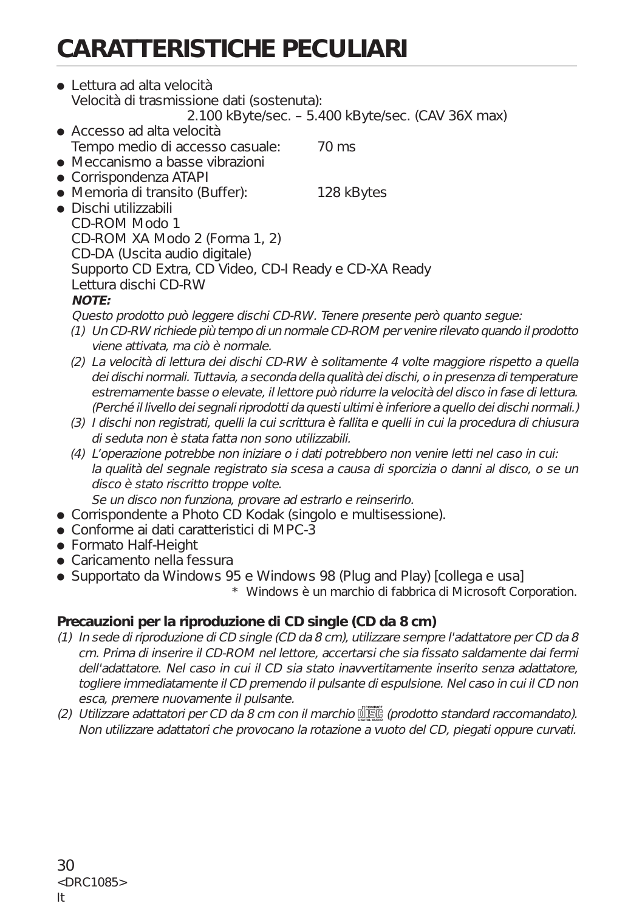# CARATTERISTICHE PECULIARI

- Lettura ad alta velocità
  Velocità di trasmissione dati (sostenuta):
  2.100 kByte/sec. – 5.400 kByte/sec. (CAV 36X max)
- Accesso ad alta velocità
  Tempo medio di accesso casuale: 70 ms
- Meccanismo a basse vibrazioni
- Corrispondenza ATAPI
- Memoria di transito (Buffer): 128 kBytes
- Dischi utilizzabili
  CD-ROM Modo 1
  CD-ROM XA Modo 2 (Forma 1, 2)
  CD-DA (Uscita audio digitale)
  Supporto CD Extra, CD Video, CD-I Ready e CD-XA Ready
  Lettura dischi CD-RW

  ***NOTE:***

  *Questo prodotto può leggere dischi CD-RW. Tenere presente però quanto segue:*

  *(1) Un CD-RW richiede più tempo di un normale CD-ROM per venire rilevato quando il prodotto viene attivata, ma ciò è normale.*

  *(2) La velocità di lettura dei dischi CD-RW è solitamente 4 volte maggiore rispetto a quella dei dischi normali. Tuttavia, a seconda della qualità dei dischi, o in presenza di temperature estremamente basse o elevate, il lettore può ridurre la velocità del disco in fase di lettura. (Perché il livello dei segnali riprodotti da questi ultimi è inferiore a quello dei dischi normali.)*

  *(3) I dischi non registrati, quelli la cui scrittura è fallita e quelli in cui la procedura di chiusura di seduta non è stata fatta non sono utilizzabili.*

  *(4) L'operazione potrebbe non iniziare o i dati potrebbero non venire letti nel caso in cui: la qualità del segnale registrato sia scesa a causa di sporcizia o danni al disco, o se un disco è stato riscritto troppe volte.*
  *Se un disco non funziona, provare ad estrarlo e reinserirlo.*
- Corrispondente a Photo CD Kodak (singolo e multisessione).
- Conforme ai dati caratteristici di MPC-3
- Formato Half-Height
- Caricamento nella fessura
- Supportato da Windows 95 e Windows 98 (Plug and Play) [collega e usa]

  \* Windows è un marchio di fabbrica di Microsoft Corporation.

**Precauzioni per la riproduzione di CD single (CD da 8 cm)**

*(1) In sede di riproduzione di CD single (CD da 8 cm), utilizzare sempre l'adattatore per CD da 8 cm. Prima di inserire il CD-ROM nel lettore, accertarsi che sia fissato saldamente dai fermi dell'adattatore. Nel caso in cui il CD sia stato inavvertitamente inserito senza adattatore, togliere immediatamente il CD premendo il pulsante di espulsione. Nel caso in cui il CD non esca, premere nuovamente il pulsante.*

*(2) Utilizzare adattatori per CD da 8 cm con il marchio COMPACT DISC DIGITAL AUDIO (prodotto standard raccomandato). Non utilizzare adattatori che provocano la rotazione a vuoto del CD, piegati oppure curvati.*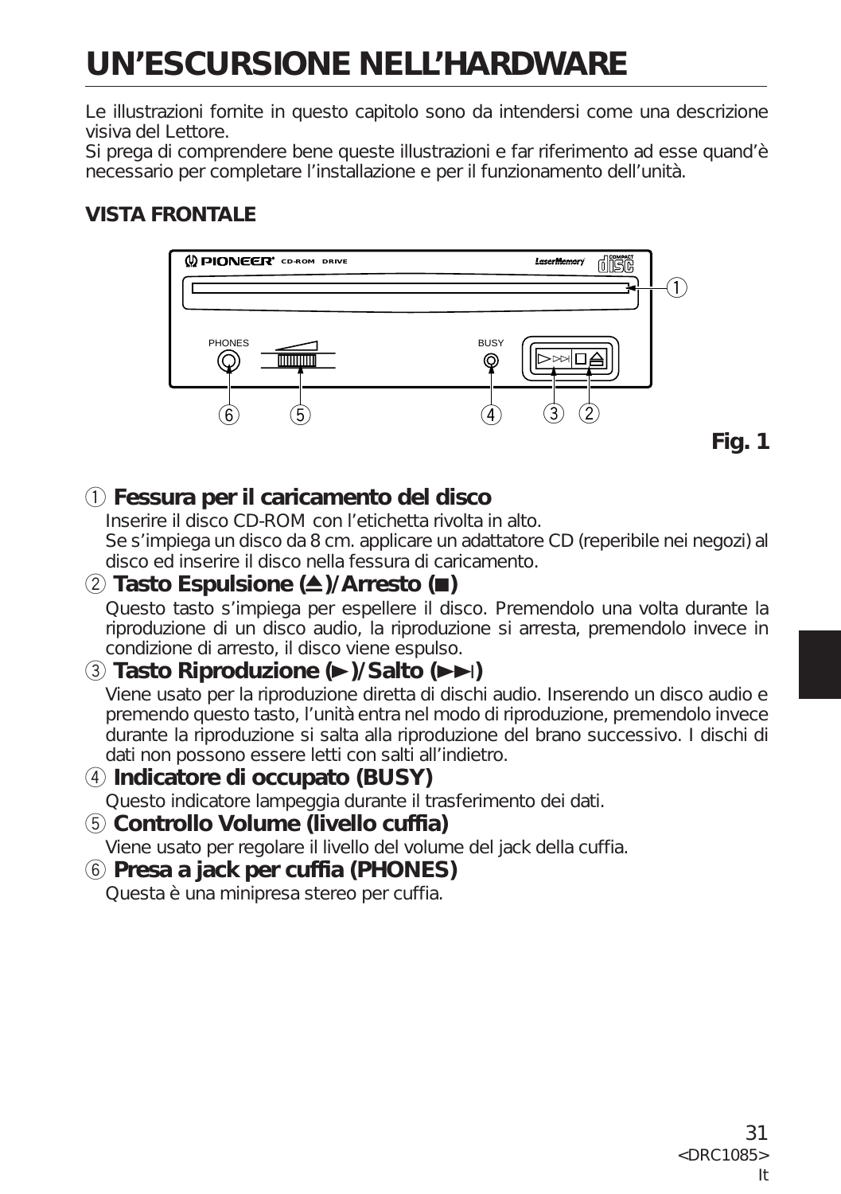# UN’ESCURSIONE NELL’HARDWARE

Le illustrazioni fornite in questo capitolo sono da intendersi come una descrizione visiva del Lettore.
Si prega di comprendere bene queste illustrazioni e far riferimento ad esse quand’è necessario per completare l’installazione e per il funzionamento dell’unità.

## VISTA FRONTALE

**Fig. 1**

### ① Fessura per il caricamento del disco

Inserire il disco CD-ROM con l’etichetta rivolta in alto.
Se s’impiega un disco da 8 cm. applicare un adattatore CD (reperibile nei negozi) al disco ed inserire il disco nella fessura di caricamento.

### ② Tasto Espulsione (⏏)/Arresto (■)

Questo tasto s’impiega per espellere il disco. Premendolo una volta durante la riproduzione di un disco audio, la riproduzione si arresta, premendolo invece in condizione di arresto, il disco viene espulso.

### ③ Tasto Riproduzione (►)/Salto (►►|)

Viene usato per la riproduzione diretta di dischi audio. Inserendo un disco audio e premendo questo tasto, l’unità entra nel modo di riproduzione, premendolo invece durante la riproduzione si salta alla riproduzione del brano successivo. I dischi di dati non possono essere letti con salti all’indietro.

### ④ Indicatore di occupato (BUSY)

Questo indicatore lampeggia durante il trasferimento dei dati.

### ⑤ Controllo Volume (livello cuffia)

Viene usato per regolare il livello del volume del jack della cuffia.

### ⑥ Presa a jack per cuffia (PHONES)

Questa è una minipresa stereo per cuffia.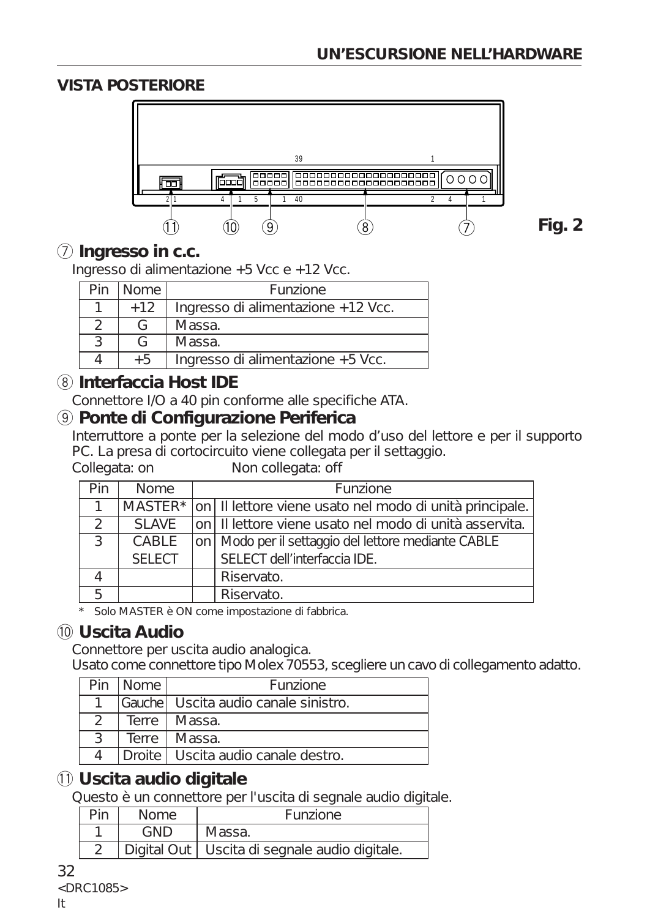## VISTA POSTERIORE

Fig. 2

### ⑦ Ingresso in c.c.

Ingresso di alimentazione +5 Vcc e +12 Vcc.

| Pin | Nome | Funzione |
|---|---|---|
| 1 | +12 | Ingresso di alimentazione +12 Vcc. |
| 2 | G | Massa. |
| 3 | G | Massa. |
| 4 | +5 | Ingresso di alimentazione +5 Vcc. |

### ⑧ Interfaccia Host IDE

Connettore I/O a 40 pin conforme alle specifiche ATA.

### ⑨ Ponte di Configurazione Periferica

Interruttore a ponte per la selezione del modo d'uso del lettore e per il supporto PC. La presa di cortocircuito viene collegata per il settaggio.

Collegata: on　　　　Non collegata: off

| Pin | Nome | | Funzione |
|---|---|---|---|
| 1 | MASTER* | on | Il lettore viene usato nel modo di unità principale. |
| 2 | SLAVE | on | Il lettore viene usato nel modo di unità asservita. |
| 3 | CABLE SELECT | on | Modo per il settaggio del lettore mediante CABLE SELECT dell'interfaccia IDE. |
| 4 | | | Riservato. |
| 5 | | | Riservato. |

\* Solo MASTER è ON come impostazione di fabbrica.

### ⑩ Uscita Audio

Connettore per uscita audio analogica.

Usato come connettore tipo Molex 70553, scegliere un cavo di collegamento adatto.

| Pin | Nome | Funzione |
|---|---|---|
| 1 | Gauche | Uscita audio canale sinistro. |
| 2 | Terre | Massa. |
| 3 | Terre | Massa. |
| 4 | Droite | Uscita audio canale destro. |

### ⑪ Uscita audio digitale

Questo è un connettore per l'uscita di segnale audio digitale.

| Pin | Nome | Funzione |
|---|---|---|
| 1 | GND | Massa. |
| 2 | Digital Out | Uscita di segnale audio digitale. |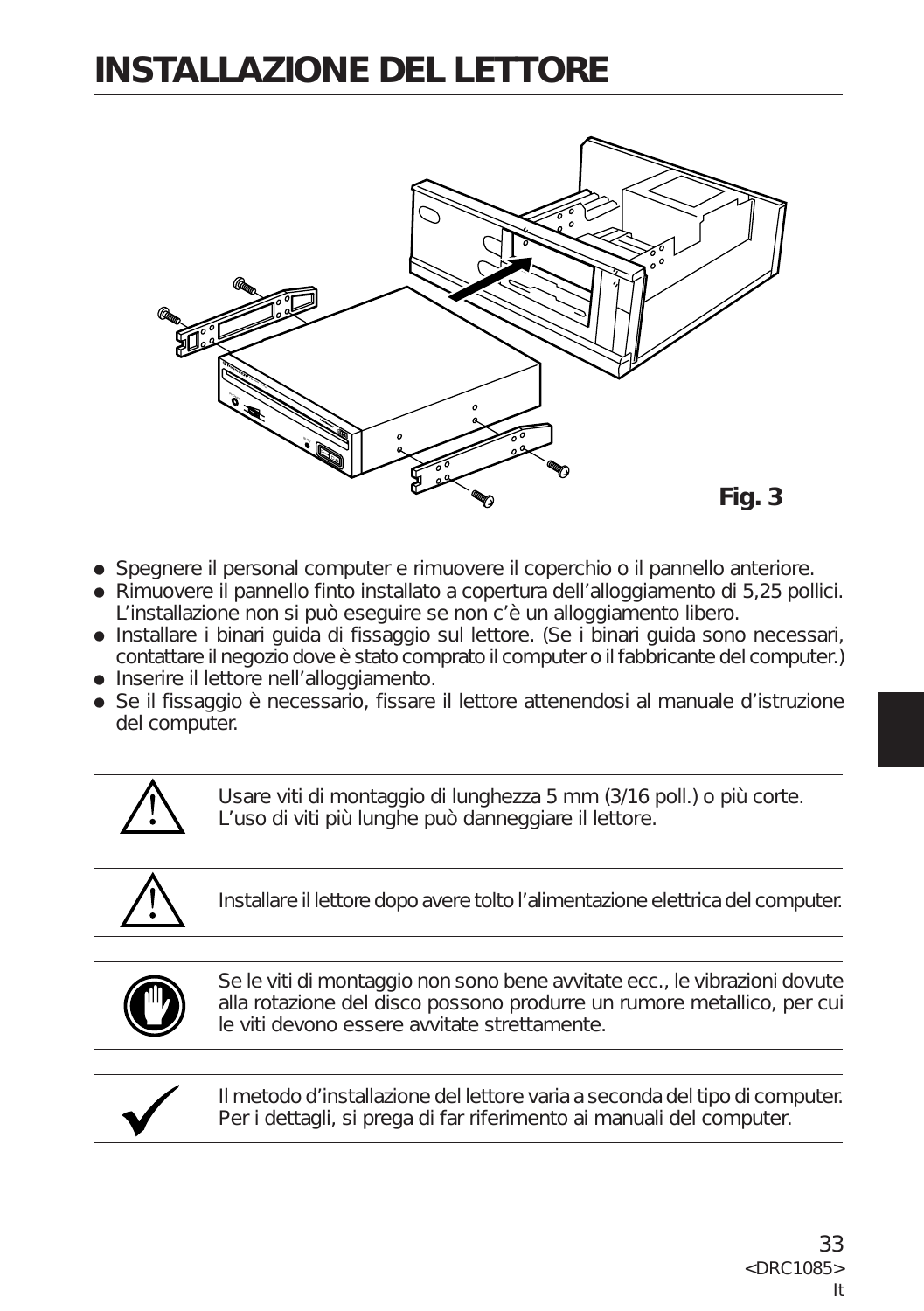# INSTALLAZIONE DEL LETTORE

Fig. 3

- Spegnere il personal computer e rimuovere il coperchio o il pannello anteriore.
- Rimuovere il pannello finto installato a copertura dell'alloggiamento di 5,25 pollici. L'installazione non si può eseguire se non c'è un alloggiamento libero.
- Installare i binari guida di fissaggio sul lettore. (Se i binari guida sono necessari, contattare il negozio dove è stato comprato il computer o il fabbricante del computer.)
- Inserire il lettore nell'alloggiamento.
- Se il fissaggio è necessario, fissare il lettore attenendosi al manuale d'istruzione del computer.

---

Usare viti di montaggio di lunghezza 5 mm (3/16 poll.) o più corte.
L'uso di viti più lunghe può danneggiare il lettore.

---

Installare il lettore dopo avere tolto l'alimentazione elettrica del computer.

---

Se le viti di montaggio non sono bene avvitate ecc., le vibrazioni dovute alla rotazione del disco possono produrre un rumore metallico, per cui le viti devono essere avvitate strettamente.

---

Il metodo d'installazione del lettore varia a seconda del tipo di computer. Per i dettagli, si prega di far riferimento ai manuali del computer.

<DRC1085>
It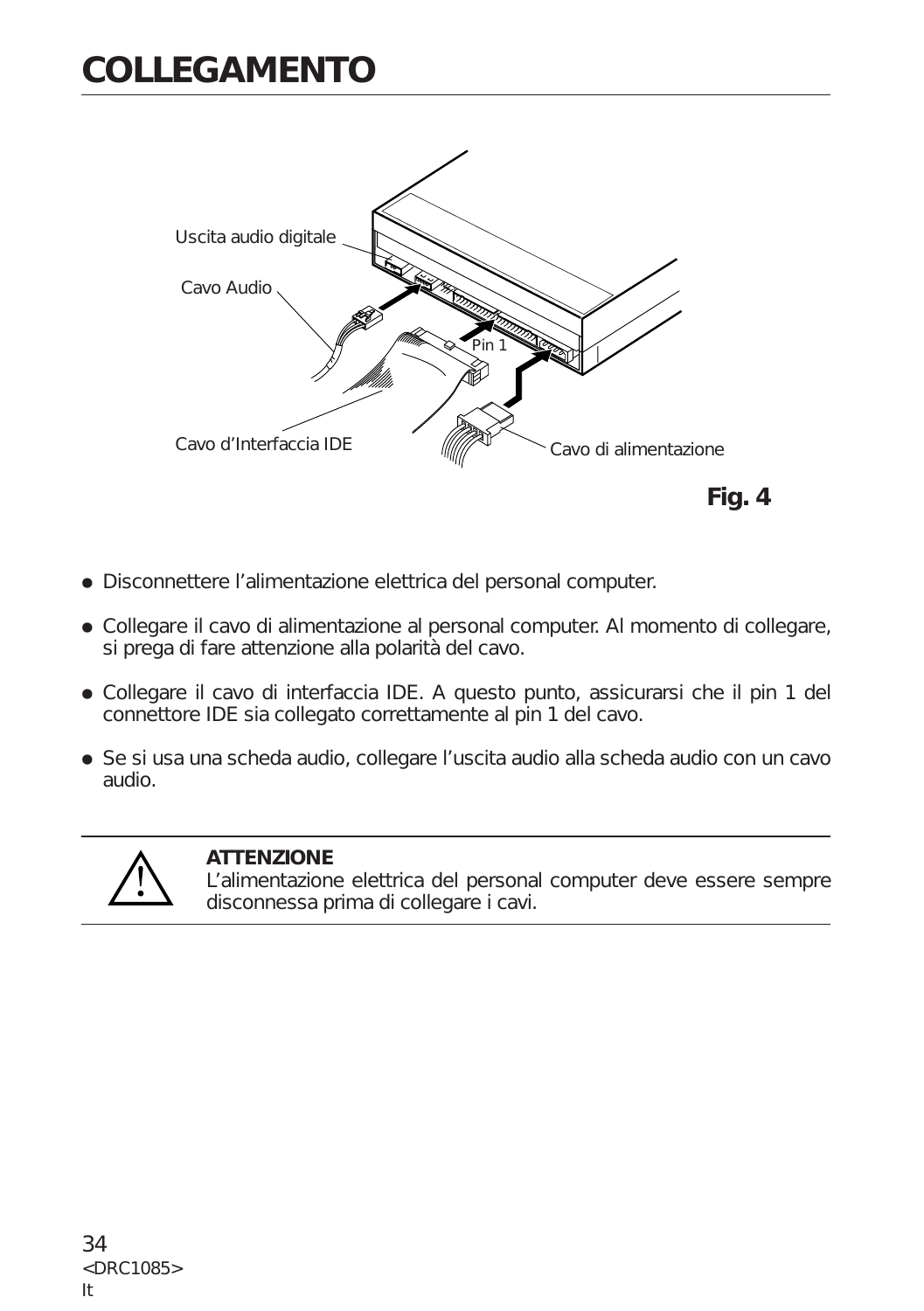# COLLEGAMENTO

Uscita audio digitale

Cavo Audio

Pin 1

Cavo d'Interfaccia IDE

Cavo di alimentazione

**Fig. 4**

- Disconnettere l'alimentazione elettrica del personal computer.
- Collegare il cavo di alimentazione al personal computer. Al momento di collegare, si prega di fare attenzione alla polarità del cavo.
- Collegare il cavo di interfaccia IDE. A questo punto, assicurarsi che il pin 1 del connettore IDE sia collegato correttamente al pin 1 del cavo.
- Se si usa una scheda audio, collegare l'uscita audio alla scheda audio con un cavo audio.

---

**ATTENZIONE**
L'alimentazione elettrica del personal computer deve essere sempre disconnessa prima di collegare i cavi.

---

<DRC1085>
It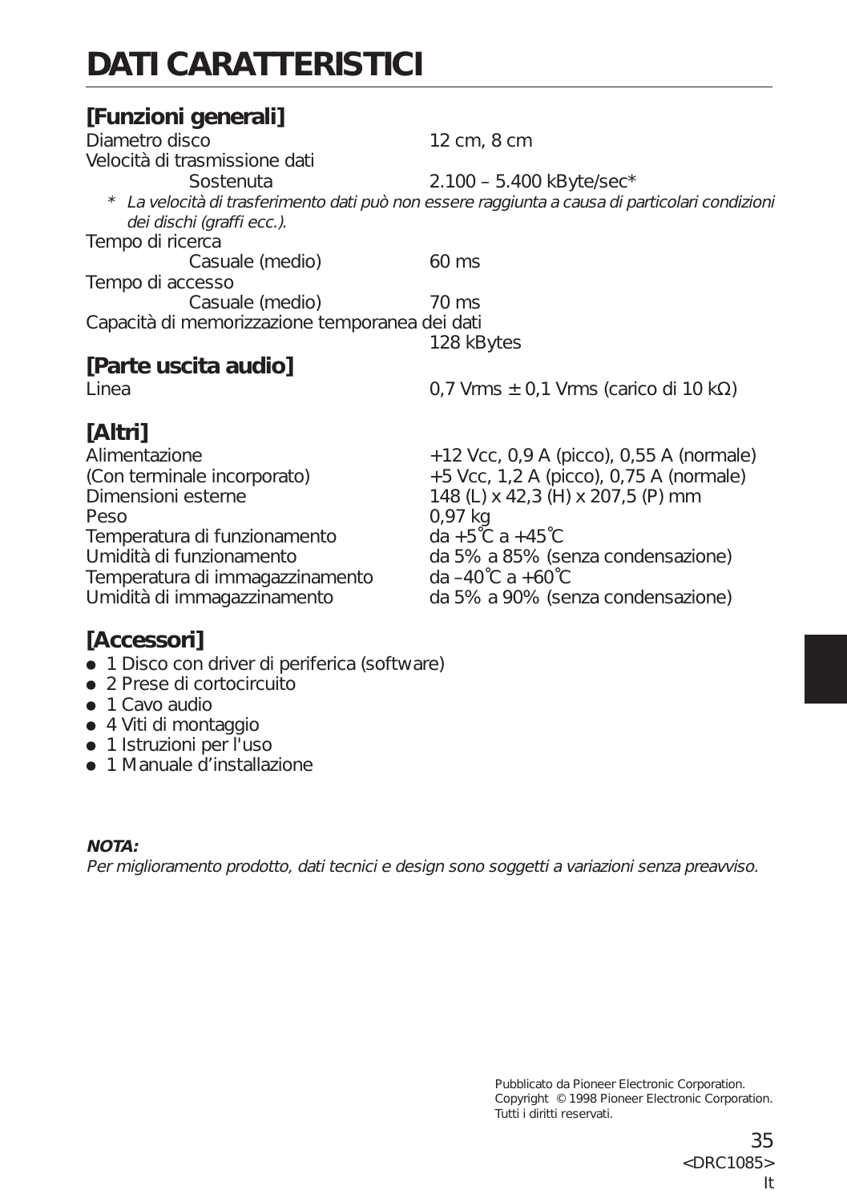# DATI CARATTERISTICI

## [Funzioni generali]

| | |
|---|---|
| Diametro disco | 12 cm, 8 cm |
| Velocità di trasmissione dati | |
| Sostenuta | 2.100 – 5.400 kByte/sec* |

*\* La velocità di trasferimento dati può non essere raggiunta a causa di particolari condizioni dei dischi (graffi ecc.).*

| | |
|---|---|
| Tempo di ricerca | |
| Casuale (medio) | 60 ms |
| Tempo di accesso | |
| Casuale (medio) | 70 ms |
| Capacità di memorizzazione temporanea dei dati | 128 kBytes |

## [Parte uscita audio]

| | |
|---|---|
| Linea | 0,7 Vrms ± 0,1 Vrms (carico di 10 kΩ) |

## [Altri]

| | |
|---|---|
| Alimentazione | +12 Vcc, 0,9 A (picco), 0,55 A (normale) |
| (Con terminale incorporato) | +5 Vcc, 1,2 A (picco), 0,75 A (normale) |
| Dimensioni esterne | 148 (L) x 42,3 (H) x 207,5 (P) mm |
| Peso | 0,97 kg |
| Temperatura di funzionamento | da +5°C a +45°C |
| Umidità di funzionamento | da 5% a 85% (senza condensazione) |
| Temperatura di immagazzinamento | da –40°C a +60°C |
| Umidità di immagazzinamento | da 5% a 90% (senza condensazione) |

## [Accessori]

- 1 Disco con driver di periferica (software)
- 2 Prese di cortocircuito
- 1 Cavo audio
- 4 Viti di montaggio
- 1 Istruzioni per l'uso
- 1 Manuale d'installazione

***NOTA:***
*Per miglioramento prodotto, dati tecnici e design sono soggetti a variazioni senza preavviso.*

Pubblicato da Pioneer Electronic Corporation.
Copyright © 1998 Pioneer Electronic Corporation.
Tutti i diritti reservati.

<DRC1085>
It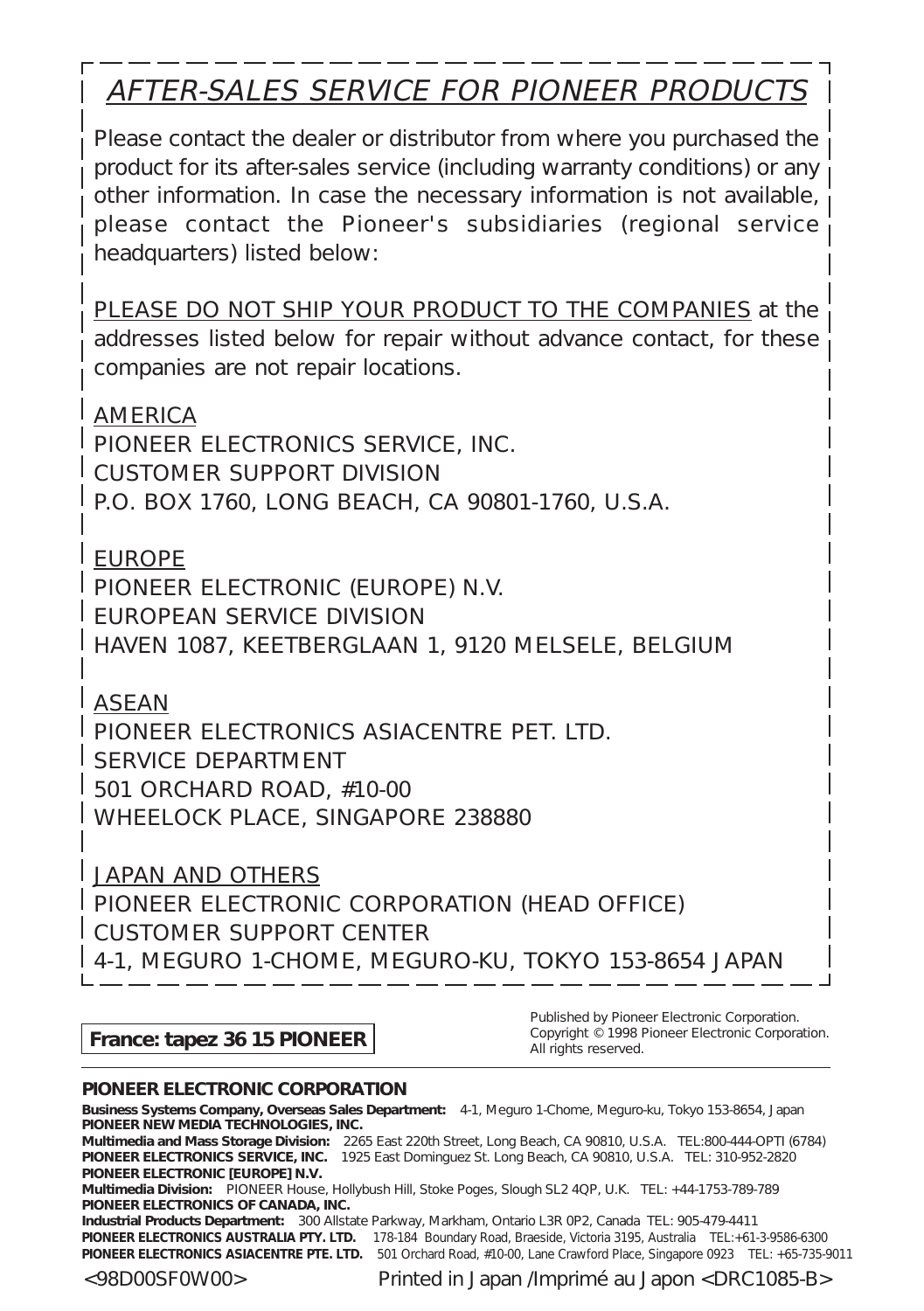## *AFTER-SALES SERVICE FOR PIONEER PRODUCTS*

Please contact the dealer or distributor from where you purchased the product for its after-sales service (including warranty conditions) or any other information. In case the necessary information is not available, please contact the Pioneer's subsidiaries (regional service headquarters) listed below:

PLEASE DO NOT SHIP YOUR PRODUCT TO THE COMPANIES at the addresses listed below for repair without advance contact, for these companies are not repair locations.

AMERICA
PIONEER ELECTRONICS SERVICE, INC.
CUSTOMER SUPPORT DIVISION
P.O. BOX 1760, LONG BEACH, CA 90801-1760, U.S.A.

EUROPE
PIONEER ELECTRONIC (EUROPE) N.V.
EUROPEAN SERVICE DIVISION
HAVEN 1087, KEETBERGLAAN 1, 9120 MELSELE, BELGIUM

ASEAN
PIONEER ELECTRONICS ASIACENTRE PET. LTD.
SERVICE DEPARTMENT
501 ORCHARD ROAD, #10-00
WHEELOCK PLACE, SINGAPORE 238880

JAPAN AND OTHERS
PIONEER ELECTRONIC CORPORATION (HEAD OFFICE)
CUSTOMER SUPPORT CENTER
4-1, MEGURO 1-CHOME, MEGURO-KU, TOKYO 153-8654 JAPAN

**France: tapez 36 15 PIONEER**

Published by Pioneer Electronic Corporation.
Copyright © 1998 Pioneer Electronic Corporation.
All rights reserved.

**PIONEER ELECTRONIC CORPORATION**

**Business Systems Company, Overseas Sales Department:** 4-1, Meguro 1-Chome, Meguro-ku, Tokyo 153-8654, Japan
**PIONEER NEW MEDIA TECHNOLOGIES, INC.**
**Multimedia and Mass Storage Division:** 2265 East 220th Street, Long Beach, CA 90810, U.S.A. TEL:800-444-OPTI (6784)
**PIONEER ELECTRONICS SERVICE, INC.** 1925 East Dominguez St. Long Beach, CA 90810, U.S.A. TEL: 310-952-2820
**PIONEER ELECTRONIC [EUROPE] N.V.**
**Multimedia Division:** PIONEER House, Hollybush Hill, Stoke Poges, Slough SL2 4QP, U.K. TEL: +44-1753-789-789
**PIONEER ELECTRONICS OF CANADA, INC.**
**Industrial Products Department:** 300 Allstate Parkway, Markham, Ontario L3R 0P2, Canada TEL: 905-479-4411
**PIONEER ELECTRONICS AUSTRALIA PTY. LTD.** 178-184 Boundary Road, Braeside, Victoria 3195, Australia TEL:+61-3-9586-6300
**PIONEER ELECTRONICS ASIACENTRE PTE. LTD.** 501 Orchard Road, #10-00, Lane Crawford Place, Singapore 0923 TEL: +65-735-9011

<98D00SF0W00> Printed in Japan /Imprimé au Japon <DRC1085-B>